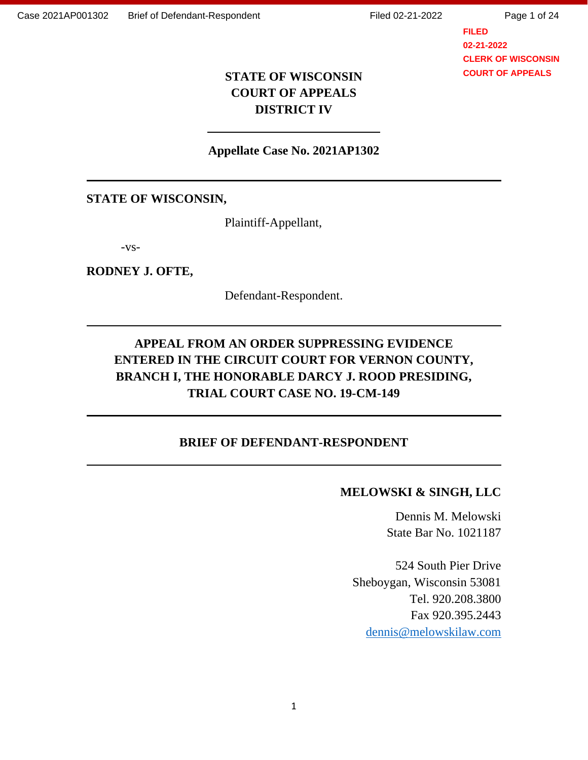**FILED**
**02-21-2022**
**CLERK OF WISCONSIN**
**COURT OF APPEALS**

**STATE OF WISCONSIN**
**COURT OF APPEALS**
**DISTRICT IV**

---

**Appellate Case No. 2021AP1302**

---

**STATE OF WISCONSIN,**

Plaintiff-Appellant,

-vs-

**RODNEY J. OFTE,**

Defendant-Respondent.

---

**APPEAL FROM AN ORDER SUPPRESSING EVIDENCE ENTERED IN THE CIRCUIT COURT FOR VERNON COUNTY, BRANCH I, THE HONORABLE DARCY J. ROOD PRESIDING, TRIAL COURT CASE NO. 19-CM-149**

---

**BRIEF OF DEFENDANT-RESPONDENT**

---

**MELOWSKI & SINGH, LLC**

Dennis M. Melowski
State Bar No. 1021187

524 South Pier Drive
Sheboygan, Wisconsin 53081
Tel. 920.208.3800
Fax 920.395.2443
dennis@melowskilaw.com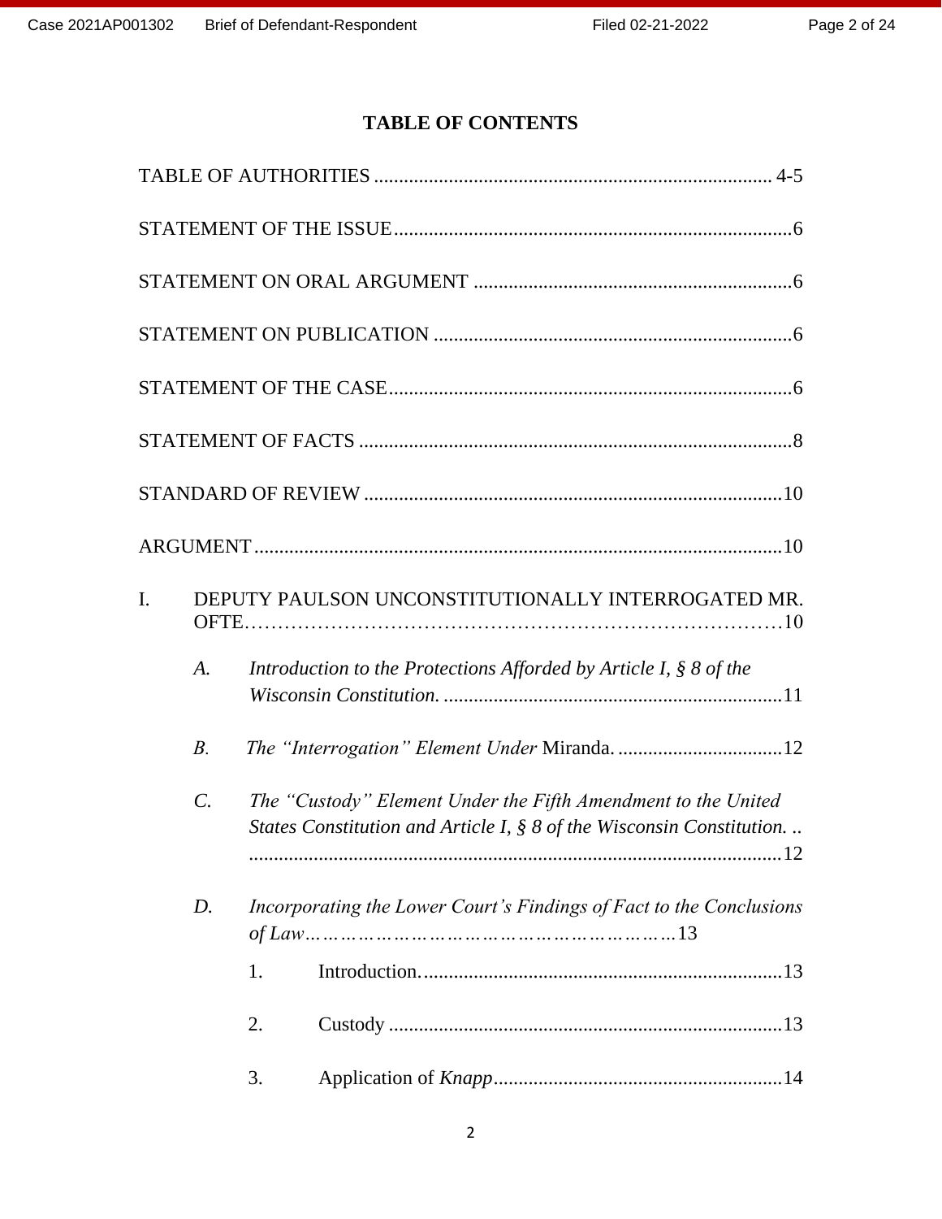# TABLE OF CONTENTS

TABLE OF AUTHORITIES ................................................................................ 4-5

STATEMENT OF THE ISSUE ................................................................................6

STATEMENT ON ORAL ARGUMENT ................................................................6

STATEMENT ON PUBLICATION ........................................................................6

STATEMENT OF THE CASE ................................................................................6

STATEMENT OF FACTS .......................................................................................8

STANDARD OF REVIEW ....................................................................................10

ARGUMENT .........................................................................................................10

I. DEPUTY PAULSON UNCONSTITUTIONALLY INTERROGATED MR. OFTE………………………………………………………………………10

  *A. Introduction to the Protections Afforded by Article I, § 8 of the Wisconsin Constitution.* ....................................................................11

  *B. The "Interrogation" Element Under* Miranda. .................................12

  *C. The "Custody" Element Under the Fifth Amendment to the United States Constitution and Article I, § 8 of the Wisconsin Constitution.* .. ..........................................................................................................12

  *D. Incorporating the Lower Court's Findings of Fact to the Conclusions of Law*………………………………………………………13

    1. Introduction. ........................................................................13

    2. Custody ................................................................................13

    3. Application of *Knapp* ..........................................................14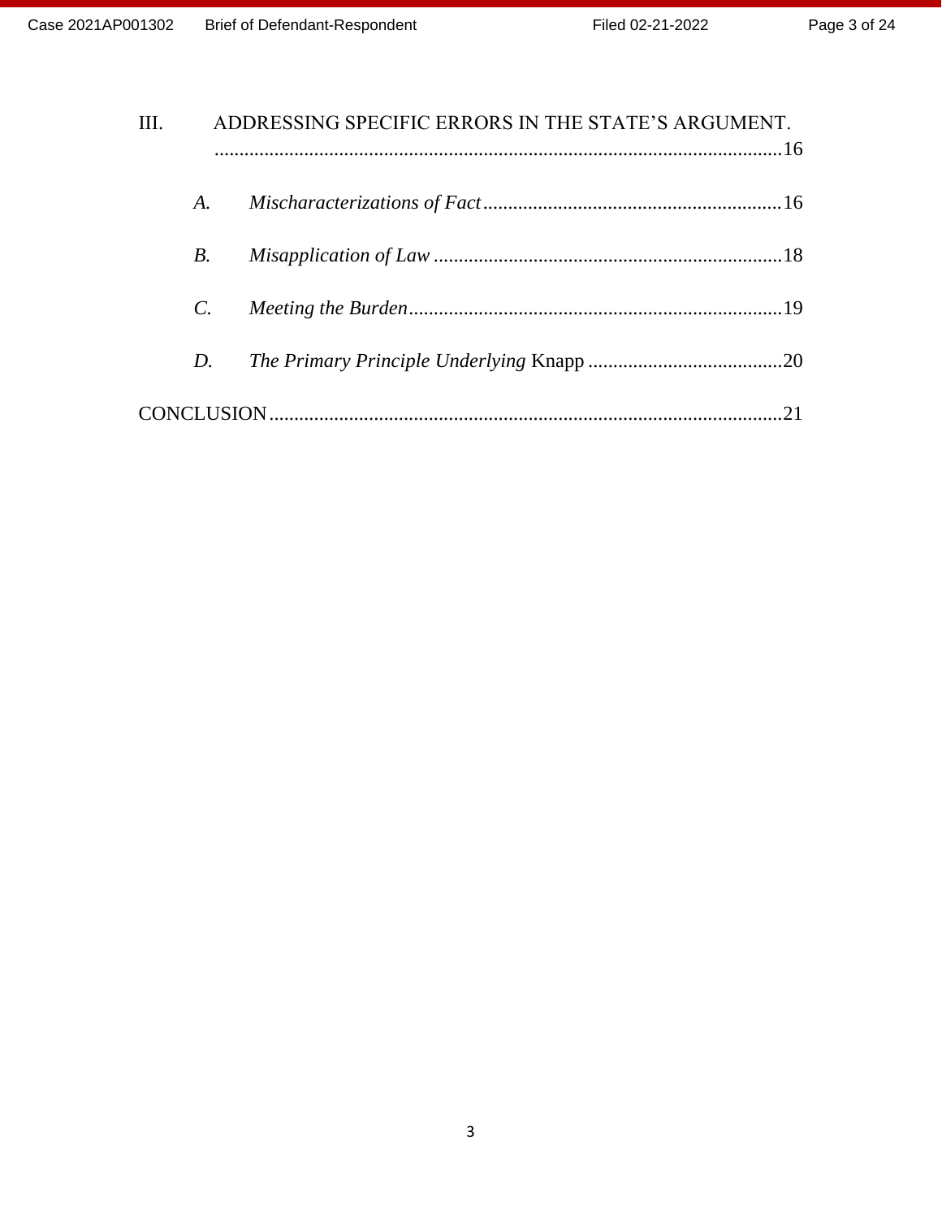III. ADDRESSING SPECIFIC ERRORS IN THE STATE'S ARGUMENT. ....16

*A. Mischaracterizations of Fact* ....16

*B. Misapplication of Law* ....18

*C. Meeting the Burden* ....19

*D. The Primary Principle Underlying* Knapp ....20

CONCLUSION ....21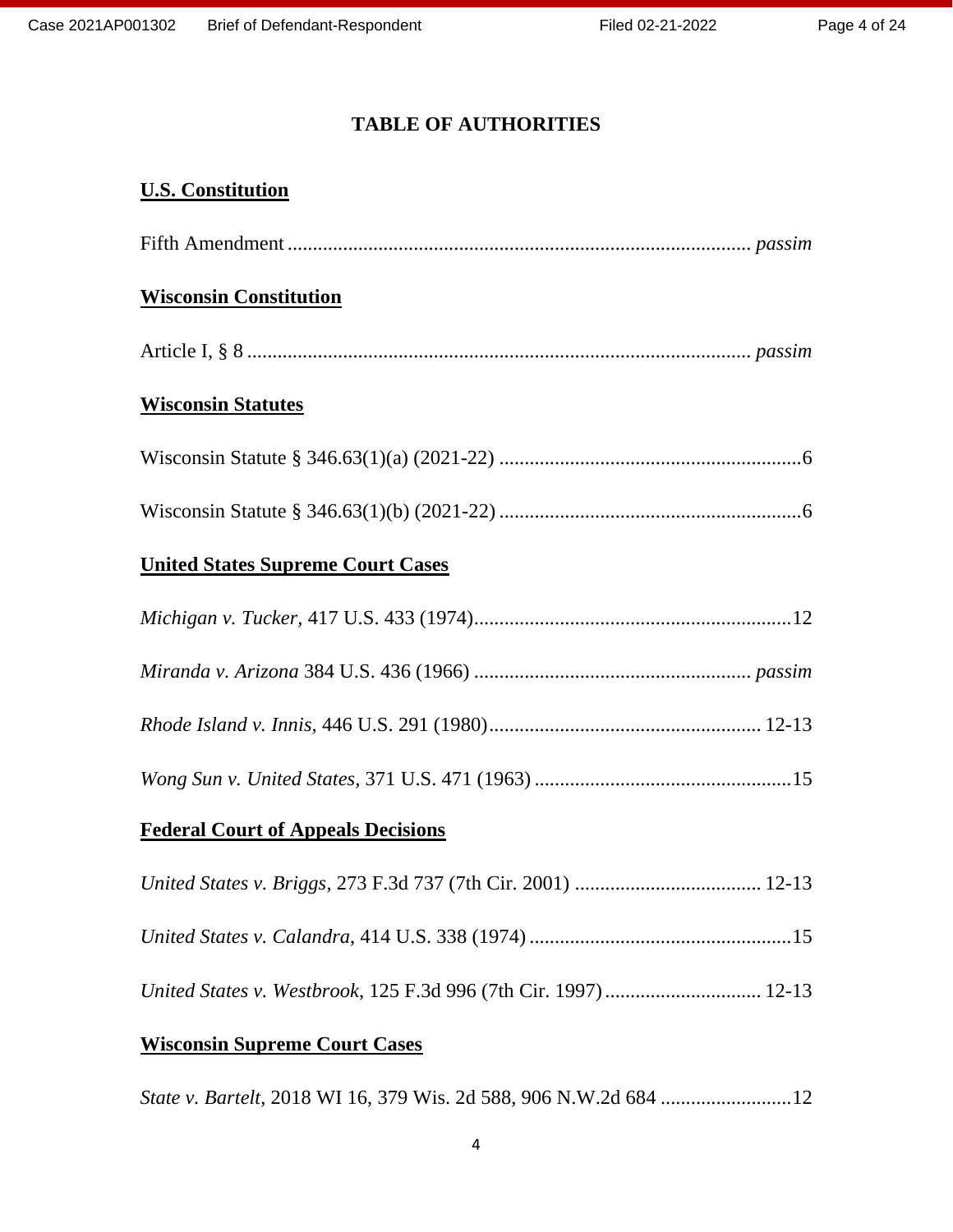# TABLE OF AUTHORITIES

**U.S. Constitution**

Fifth Amendment ........................................................................................... *passim*

**Wisconsin Constitution**

Article I, § 8 ................................................................................................... *passim*

**Wisconsin Statutes**

Wisconsin Statute § 346.63(1)(a) (2021-22) ............................................................6

Wisconsin Statute § 346.63(1)(b) (2021-22) ............................................................6

**United States Supreme Court Cases**

*Michigan v. Tucker*, 417 U.S. 433 (1974)...............................................................12

*Miranda v. Arizona* 384 U.S. 436 (1966) ...................................................... *passim*

*Rhode Island v. Innis*, 446 U.S. 291 (1980)...................................................... 12-13

*Wong Sun v. United States*, 371 U.S. 471 (1963) ...................................................15

**Federal Court of Appeals Decisions**

*United States v. Briggs*, 273 F.3d 737 (7th Cir. 2001) ..................................... 12-13

*United States v. Calandra,* 414 U.S. 338 (1974) ....................................................15

*United States v. Westbrook*, 125 F.3d 996 (7th Cir. 1997) ............................... 12-13

**Wisconsin Supreme Court Cases**

*State v. Bartelt*, 2018 WI 16, 379 Wis. 2d 588, 906 N.W.2d 684 ..........................12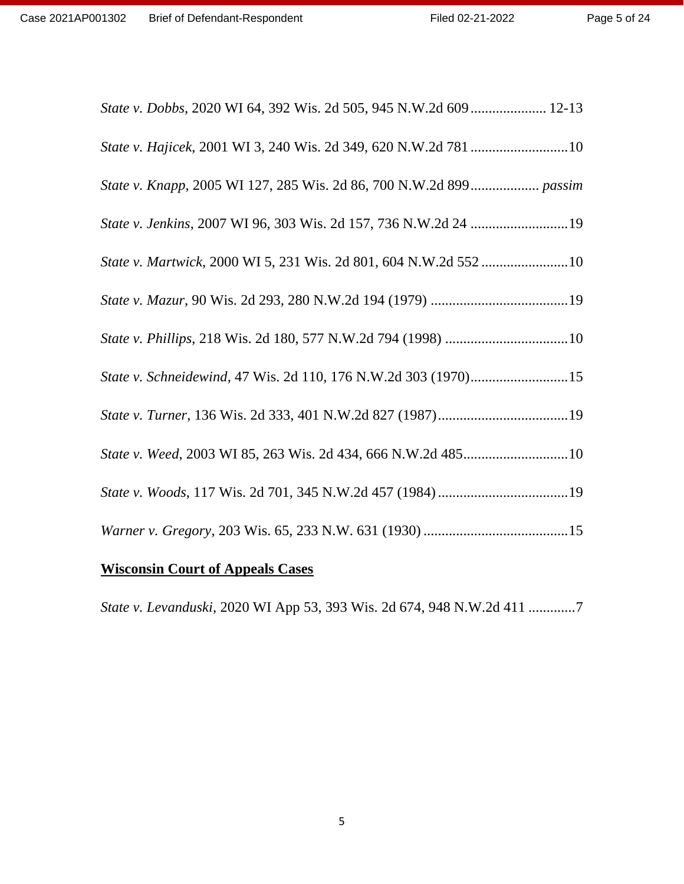*State v. Dobbs*, 2020 WI 64, 392 Wis. 2d 505, 945 N.W.2d 609 ..................... 12-13

*State v. Hajicek*, 2001 WI 3, 240 Wis. 2d 349, 620 N.W.2d 781 ...........................10

*State v. Knapp*, 2005 WI 127, 285 Wis. 2d 86, 700 N.W.2d 899................... *passim*

*State v. Jenkins*, 2007 WI 96, 303 Wis. 2d 157, 736 N.W.2d 24 ...........................19

*State v. Martwick*, 2000 WI 5, 231 Wis. 2d 801, 604 N.W.2d 552 ........................10

*State v. Mazur*, 90 Wis. 2d 293, 280 N.W.2d 194 (1979) ......................................19

*State v. Phillips*, 218 Wis. 2d 180, 577 N.W.2d 794 (1998) ..................................10

*State v. Schneidewind*, 47 Wis. 2d 110, 176 N.W.2d 303 (1970)...........................15

*State v. Turner*, 136 Wis. 2d 333, 401 N.W.2d 827 (1987)....................................19

*State v. Weed*, 2003 WI 85, 263 Wis. 2d 434, 666 N.W.2d 485.............................10

*State v. Woods*, 117 Wis. 2d 701, 345 N.W.2d 457 (1984)....................................19

*Warner v. Gregory*, 203 Wis. 65, 233 N.W. 631 (1930) ........................................15

**Wisconsin Court of Appeals Cases**

*State v. Levanduski*, 2020 WI App 53, 393 Wis. 2d 674, 948 N.W.2d 411 .............7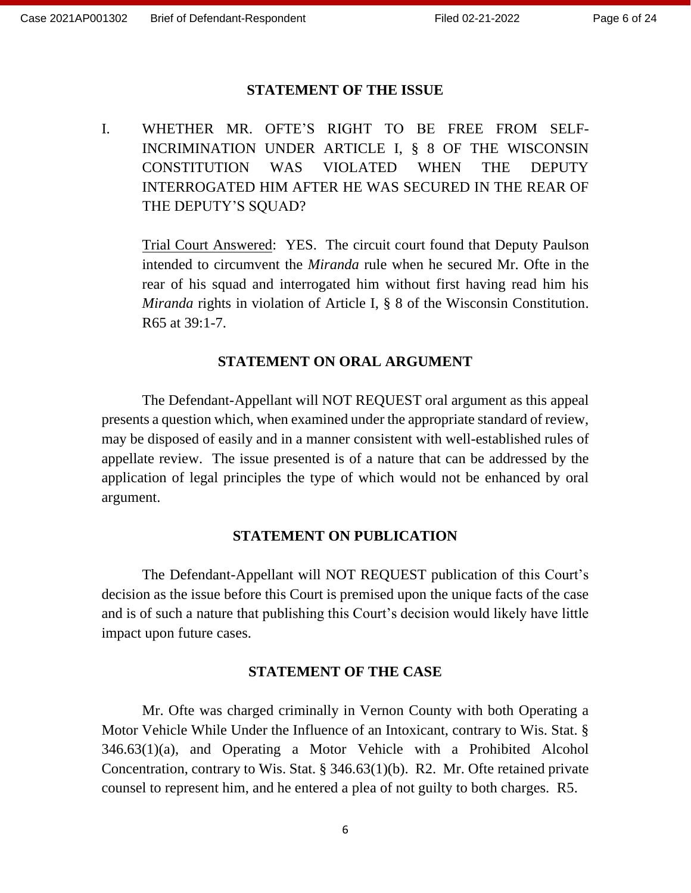## STATEMENT OF THE ISSUE

I. WHETHER MR. OFTE'S RIGHT TO BE FREE FROM SELF-INCRIMINATION UNDER ARTICLE I, § 8 OF THE WISCONSIN CONSTITUTION WAS VIOLATED WHEN THE DEPUTY INTERROGATED HIM AFTER HE WAS SECURED IN THE REAR OF THE DEPUTY'S SQUAD?

<u>Trial Court Answered</u>: YES. The circuit court found that Deputy Paulson intended to circumvent the *Miranda* rule when he secured Mr. Ofte in the rear of his squad and interrogated him without first having read him his *Miranda* rights in violation of Article I, § 8 of the Wisconsin Constitution. R65 at 39:1-7.

## STATEMENT ON ORAL ARGUMENT

The Defendant-Appellant will NOT REQUEST oral argument as this appeal presents a question which, when examined under the appropriate standard of review, may be disposed of easily and in a manner consistent with well-established rules of appellate review. The issue presented is of a nature that can be addressed by the application of legal principles the type of which would not be enhanced by oral argument.

## STATEMENT ON PUBLICATION

The Defendant-Appellant will NOT REQUEST publication of this Court's decision as the issue before this Court is premised upon the unique facts of the case and is of such a nature that publishing this Court's decision would likely have little impact upon future cases.

## STATEMENT OF THE CASE

Mr. Ofte was charged criminally in Vernon County with both Operating a Motor Vehicle While Under the Influence of an Intoxicant, contrary to Wis. Stat. § 346.63(1)(a), and Operating a Motor Vehicle with a Prohibited Alcohol Concentration, contrary to Wis. Stat. § 346.63(1)(b). R2. Mr. Ofte retained private counsel to represent him, and he entered a plea of not guilty to both charges. R5.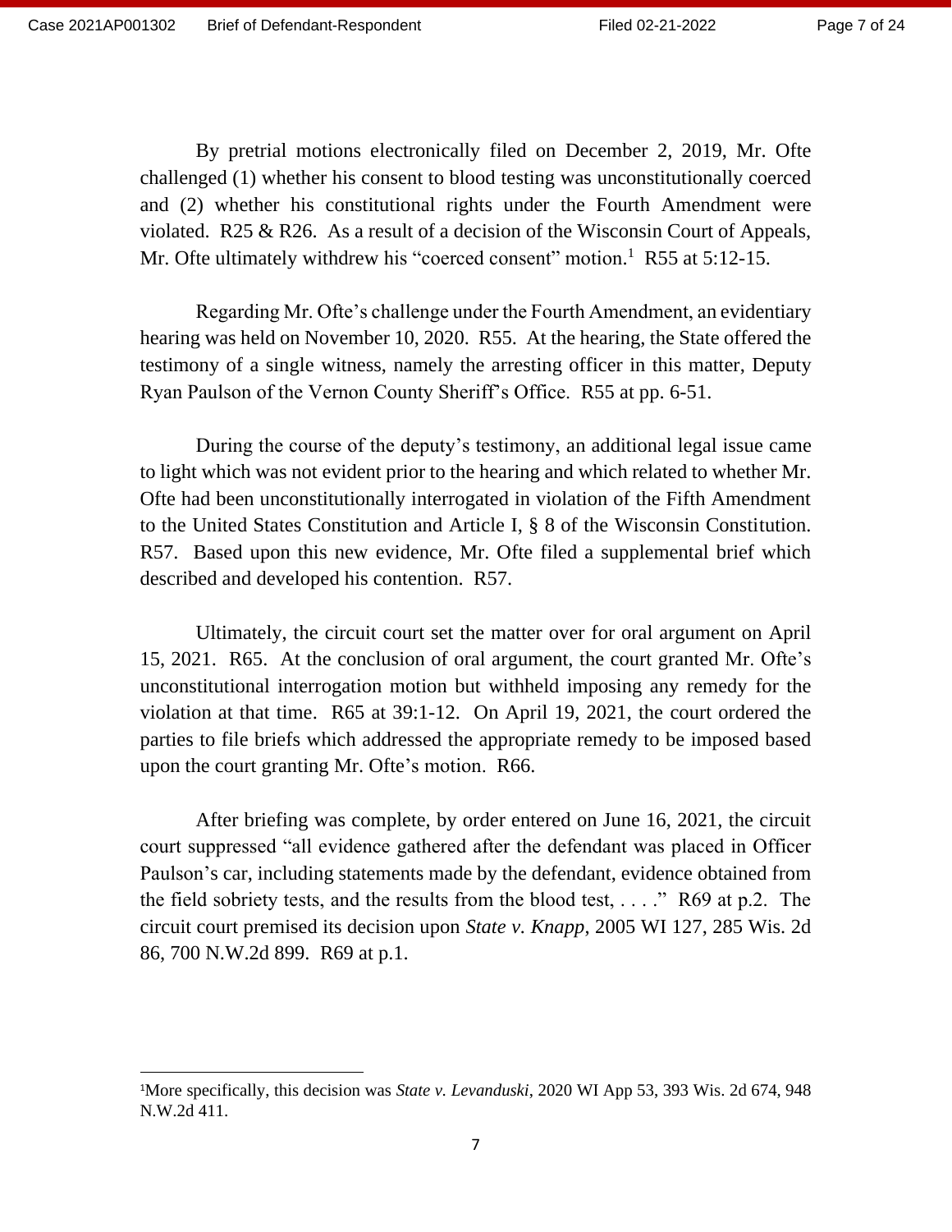By pretrial motions electronically filed on December 2, 2019, Mr. Ofte challenged (1) whether his consent to blood testing was unconstitutionally coerced and (2) whether his constitutional rights under the Fourth Amendment were violated. R25 & R26. As a result of a decision of the Wisconsin Court of Appeals, Mr. Ofte ultimately withdrew his "coerced consent" motion.[1] R55 at 5:12-15.

Regarding Mr. Ofte's challenge under the Fourth Amendment, an evidentiary hearing was held on November 10, 2020. R55. At the hearing, the State offered the testimony of a single witness, namely the arresting officer in this matter, Deputy Ryan Paulson of the Vernon County Sheriff's Office. R55 at pp. 6-51.

During the course of the deputy's testimony, an additional legal issue came to light which was not evident prior to the hearing and which related to whether Mr. Ofte had been unconstitutionally interrogated in violation of the Fifth Amendment to the United States Constitution and Article I, § 8 of the Wisconsin Constitution. R57. Based upon this new evidence, Mr. Ofte filed a supplemental brief which described and developed his contention. R57.

Ultimately, the circuit court set the matter over for oral argument on April 15, 2021. R65. At the conclusion of oral argument, the court granted Mr. Ofte's unconstitutional interrogation motion but withheld imposing any remedy for the violation at that time. R65 at 39:1-12. On April 19, 2021, the court ordered the parties to file briefs which addressed the appropriate remedy to be imposed based upon the court granting Mr. Ofte's motion. R66.

After briefing was complete, by order entered on June 16, 2021, the circuit court suppressed "all evidence gathered after the defendant was placed in Officer Paulson's car, including statements made by the defendant, evidence obtained from the field sobriety tests, and the results from the blood test, . . . ." R69 at p.2. The circuit court premised its decision upon *State v. Knapp*, 2005 WI 127, 285 Wis. 2d 86, 700 N.W.2d 899. R69 at p.1.

---

[1] More specifically, this decision was *State v. Levanduski*, 2020 WI App 53, 393 Wis. 2d 674, 948 N.W.2d 411.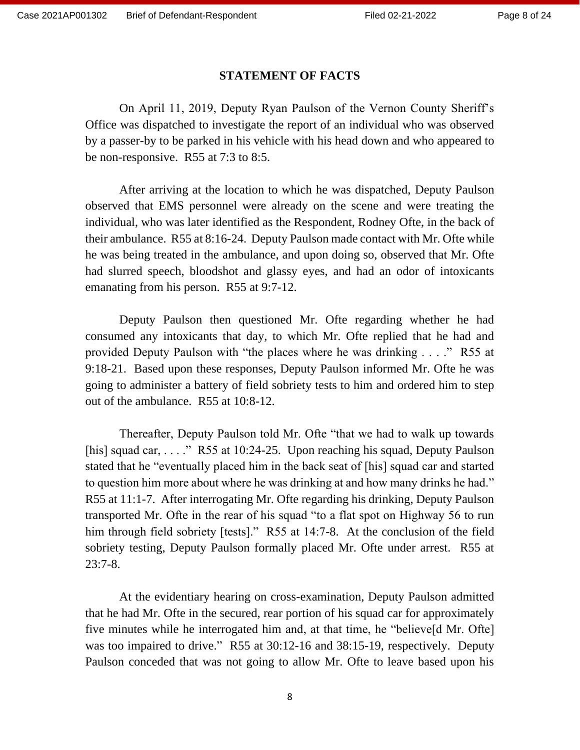## STATEMENT OF FACTS

On April 11, 2019, Deputy Ryan Paulson of the Vernon County Sheriff's Office was dispatched to investigate the report of an individual who was observed by a passer-by to be parked in his vehicle with his head down and who appeared to be non-responsive. R55 at 7:3 to 8:5.

After arriving at the location to which he was dispatched, Deputy Paulson observed that EMS personnel were already on the scene and were treating the individual, who was later identified as the Respondent, Rodney Ofte, in the back of their ambulance. R55 at 8:16-24. Deputy Paulson made contact with Mr. Ofte while he was being treated in the ambulance, and upon doing so, observed that Mr. Ofte had slurred speech, bloodshot and glassy eyes, and had an odor of intoxicants emanating from his person. R55 at 9:7-12.

Deputy Paulson then questioned Mr. Ofte regarding whether he had consumed any intoxicants that day, to which Mr. Ofte replied that he had and provided Deputy Paulson with "the places where he was drinking . . . ." R55 at 9:18-21. Based upon these responses, Deputy Paulson informed Mr. Ofte he was going to administer a battery of field sobriety tests to him and ordered him to step out of the ambulance. R55 at 10:8-12.

Thereafter, Deputy Paulson told Mr. Ofte "that we had to walk up towards [his] squad car, . . . ." R55 at 10:24-25. Upon reaching his squad, Deputy Paulson stated that he "eventually placed him in the back seat of [his] squad car and started to question him more about where he was drinking at and how many drinks he had." R55 at 11:1-7. After interrogating Mr. Ofte regarding his drinking, Deputy Paulson transported Mr. Ofte in the rear of his squad "to a flat spot on Highway 56 to run him through field sobriety [tests]." R55 at 14:7-8. At the conclusion of the field sobriety testing, Deputy Paulson formally placed Mr. Ofte under arrest. R55 at 23:7-8.

At the evidentiary hearing on cross-examination, Deputy Paulson admitted that he had Mr. Ofte in the secured, rear portion of his squad car for approximately five minutes while he interrogated him and, at that time, he "believe[d Mr. Ofte] was too impaired to drive." R55 at 30:12-16 and 38:15-19, respectively. Deputy Paulson conceded that was not going to allow Mr. Ofte to leave based upon his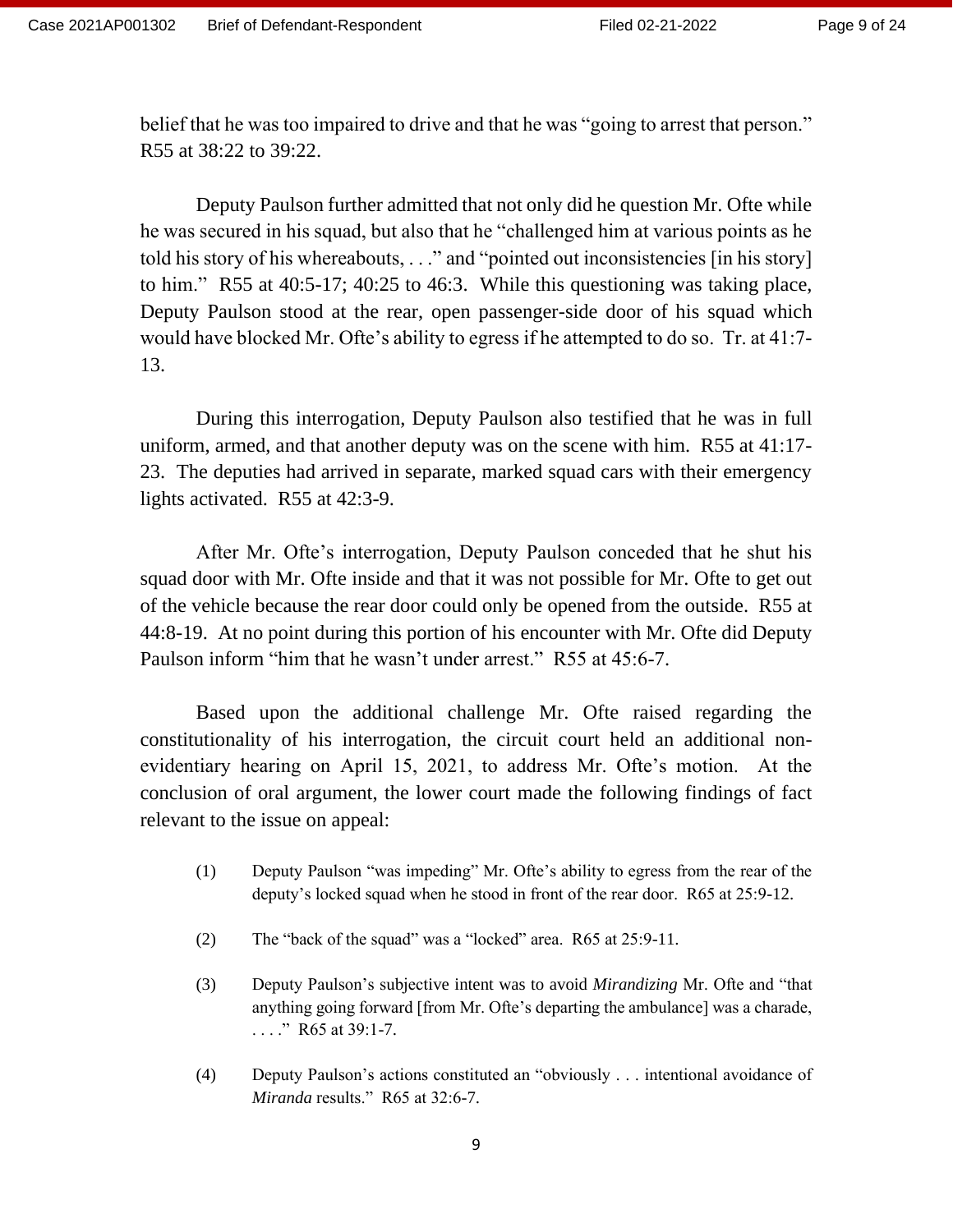belief that he was too impaired to drive and that he was "going to arrest that person." R55 at 38:22 to 39:22.

Deputy Paulson further admitted that not only did he question Mr. Ofte while he was secured in his squad, but also that he "challenged him at various points as he told his story of his whereabouts, . . ." and "pointed out inconsistencies [in his story] to him." R55 at 40:5-17; 40:25 to 46:3. While this questioning was taking place, Deputy Paulson stood at the rear, open passenger-side door of his squad which would have blocked Mr. Ofte's ability to egress if he attempted to do so. Tr. at 41:7-13.

During this interrogation, Deputy Paulson also testified that he was in full uniform, armed, and that another deputy was on the scene with him. R55 at 41:17-23. The deputies had arrived in separate, marked squad cars with their emergency lights activated. R55 at 42:3-9.

After Mr. Ofte's interrogation, Deputy Paulson conceded that he shut his squad door with Mr. Ofte inside and that it was not possible for Mr. Ofte to get out of the vehicle because the rear door could only be opened from the outside. R55 at 44:8-19. At no point during this portion of his encounter with Mr. Ofte did Deputy Paulson inform "him that he wasn't under arrest." R55 at 45:6-7.

Based upon the additional challenge Mr. Ofte raised regarding the constitutionality of his interrogation, the circuit court held an additional non-evidentiary hearing on April 15, 2021, to address Mr. Ofte's motion. At the conclusion of oral argument, the lower court made the following findings of fact relevant to the issue on appeal:

(1) Deputy Paulson "was impeding" Mr. Ofte's ability to egress from the rear of the deputy's locked squad when he stood in front of the rear door. R65 at 25:9-12.

(2) The "back of the squad" was a "locked" area. R65 at 25:9-11.

(3) Deputy Paulson's subjective intent was to avoid *Mirandizing* Mr. Ofte and "that anything going forward [from Mr. Ofte's departing the ambulance] was a charade, . . . ." R65 at 39:1-7.

(4) Deputy Paulson's actions constituted an "obviously . . . intentional avoidance of *Miranda* results." R65 at 32:6-7.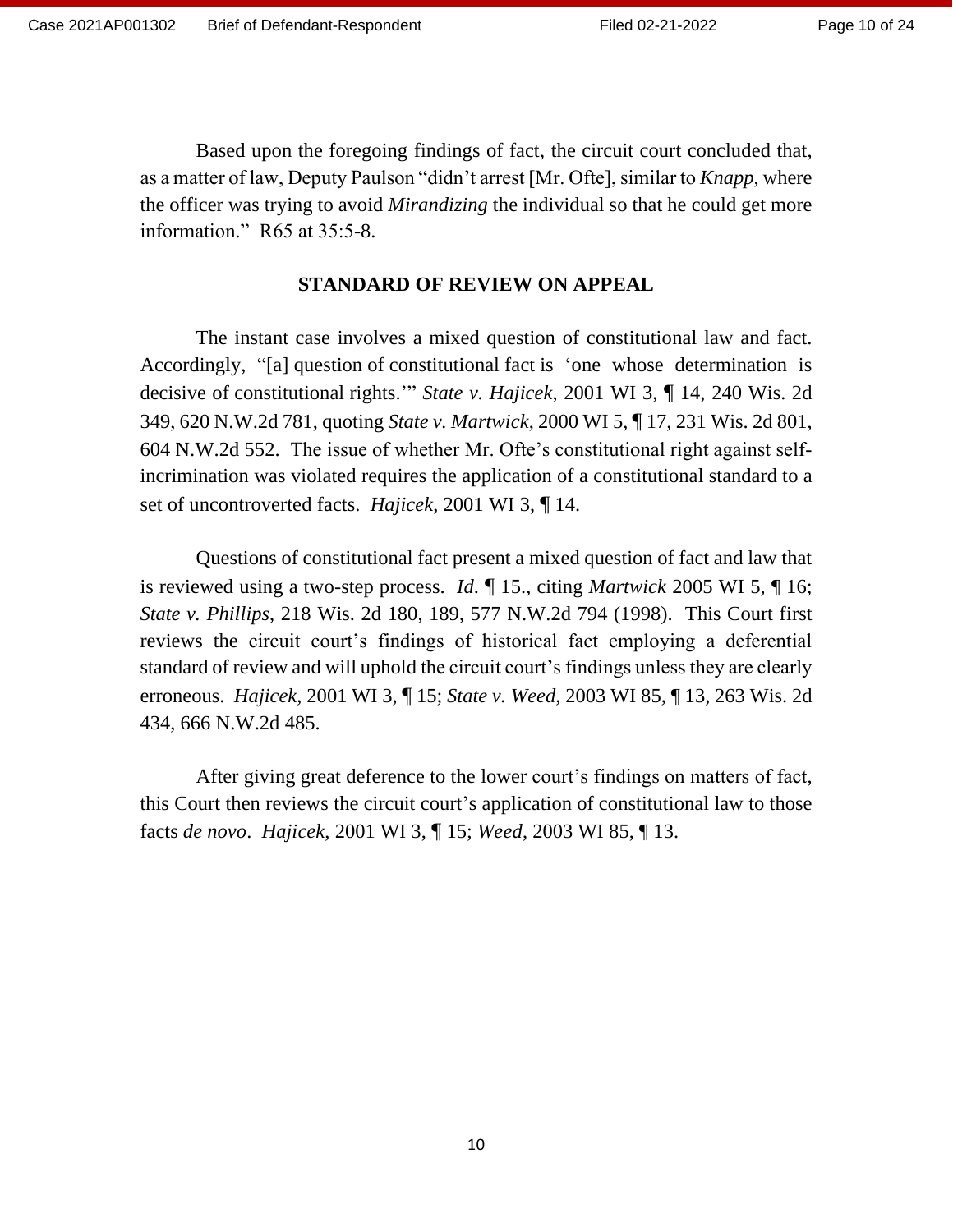Based upon the foregoing findings of fact, the circuit court concluded that, as a matter of law, Deputy Paulson "didn't arrest [Mr. Ofte], similar to *Knapp*, where the officer was trying to avoid *Mirandizing* the individual so that he could get more information." R65 at 35:5-8.

## STANDARD OF REVIEW ON APPEAL

The instant case involves a mixed question of constitutional law and fact. Accordingly, "[a] question of constitutional fact is 'one whose determination is decisive of constitutional rights.'" *State v. Hajicek*, 2001 WI 3, ¶ 14, 240 Wis. 2d 349, 620 N.W.2d 781, quoting *State v. Martwick*, 2000 WI 5, ¶ 17, 231 Wis. 2d 801, 604 N.W.2d 552. The issue of whether Mr. Ofte's constitutional right against self-incrimination was violated requires the application of a constitutional standard to a set of uncontroverted facts. *Hajicek*, 2001 WI 3, ¶ 14.

Questions of constitutional fact present a mixed question of fact and law that is reviewed using a two-step process. *Id*. ¶ 15., citing *Martwick* 2005 WI 5, ¶ 16; *State v. Phillips*, 218 Wis. 2d 180, 189, 577 N.W.2d 794 (1998). This Court first reviews the circuit court's findings of historical fact employing a deferential standard of review and will uphold the circuit court's findings unless they are clearly erroneous. *Hajicek*, 2001 WI 3, ¶ 15; *State v. Weed*, 2003 WI 85, ¶ 13, 263 Wis. 2d 434, 666 N.W.2d 485.

After giving great deference to the lower court's findings on matters of fact, this Court then reviews the circuit court's application of constitutional law to those facts *de novo*. *Hajicek*, 2001 WI 3, ¶ 15; *Weed*, 2003 WI 85, ¶ 13.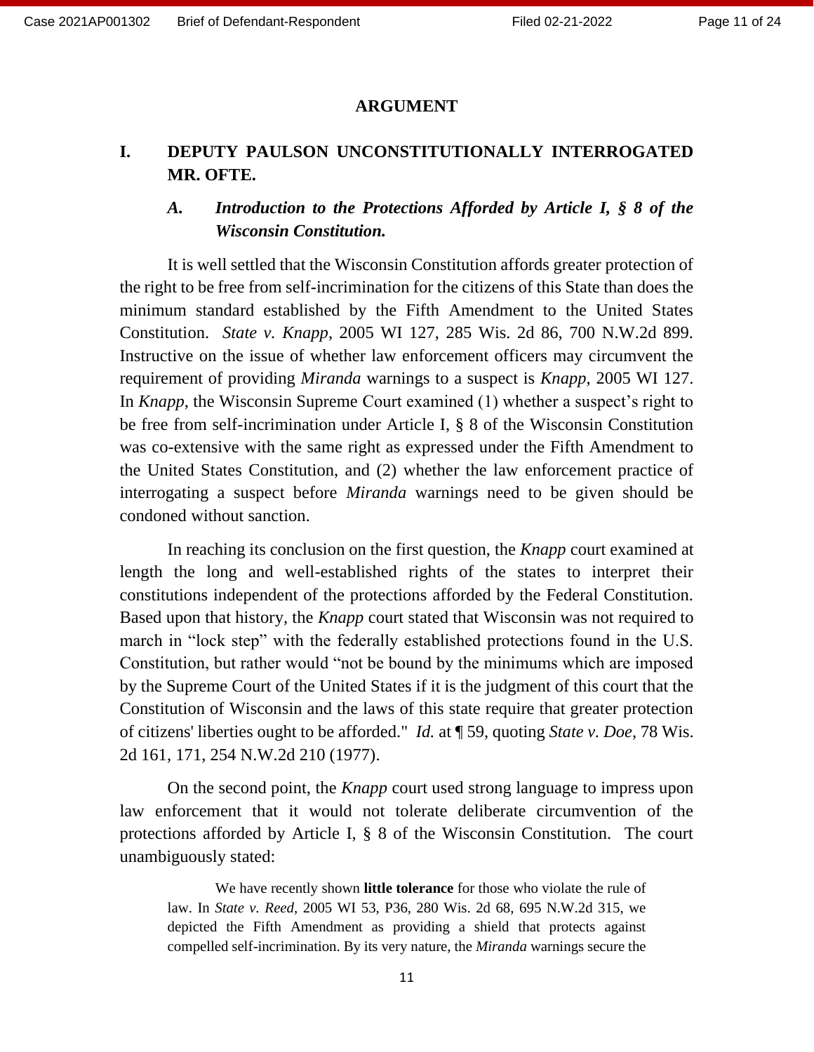## ARGUMENT

### I. DEPUTY PAULSON UNCONSTITUTIONALLY INTERROGATED MR. OFTE.

#### *A. Introduction to the Protections Afforded by Article I, § 8 of the Wisconsin Constitution.*

It is well settled that the Wisconsin Constitution affords greater protection of the right to be free from self-incrimination for the citizens of this State than does the minimum standard established by the Fifth Amendment to the United States Constitution. *State v. Knapp*, 2005 WI 127, 285 Wis. 2d 86, 700 N.W.2d 899. Instructive on the issue of whether law enforcement officers may circumvent the requirement of providing *Miranda* warnings to a suspect is *Knapp*, 2005 WI 127. In *Knapp*, the Wisconsin Supreme Court examined (1) whether a suspect's right to be free from self-incrimination under Article I, § 8 of the Wisconsin Constitution was co-extensive with the same right as expressed under the Fifth Amendment to the United States Constitution, and (2) whether the law enforcement practice of interrogating a suspect before *Miranda* warnings need to be given should be condoned without sanction.

In reaching its conclusion on the first question, the *Knapp* court examined at length the long and well-established rights of the states to interpret their constitutions independent of the protections afforded by the Federal Constitution. Based upon that history, the *Knapp* court stated that Wisconsin was not required to march in "lock step" with the federally established protections found in the U.S. Constitution, but rather would "not be bound by the minimums which are imposed by the Supreme Court of the United States if it is the judgment of this court that the Constitution of Wisconsin and the laws of this state require that greater protection of citizens' liberties ought to be afforded." *Id.* at ¶ 59, quoting *State v. Doe*, 78 Wis. 2d 161, 171, 254 N.W.2d 210 (1977).

On the second point, the *Knapp* court used strong language to impress upon law enforcement that it would not tolerate deliberate circumvention of the protections afforded by Article I, § 8 of the Wisconsin Constitution. The court unambiguously stated:

> We have recently shown **little tolerance** for those who violate the rule of law. In *State v. Reed*, 2005 WI 53, P36, 280 Wis. 2d 68, 695 N.W.2d 315, we depicted the Fifth Amendment as providing a shield that protects against compelled self-incrimination. By its very nature, the *Miranda* warnings secure the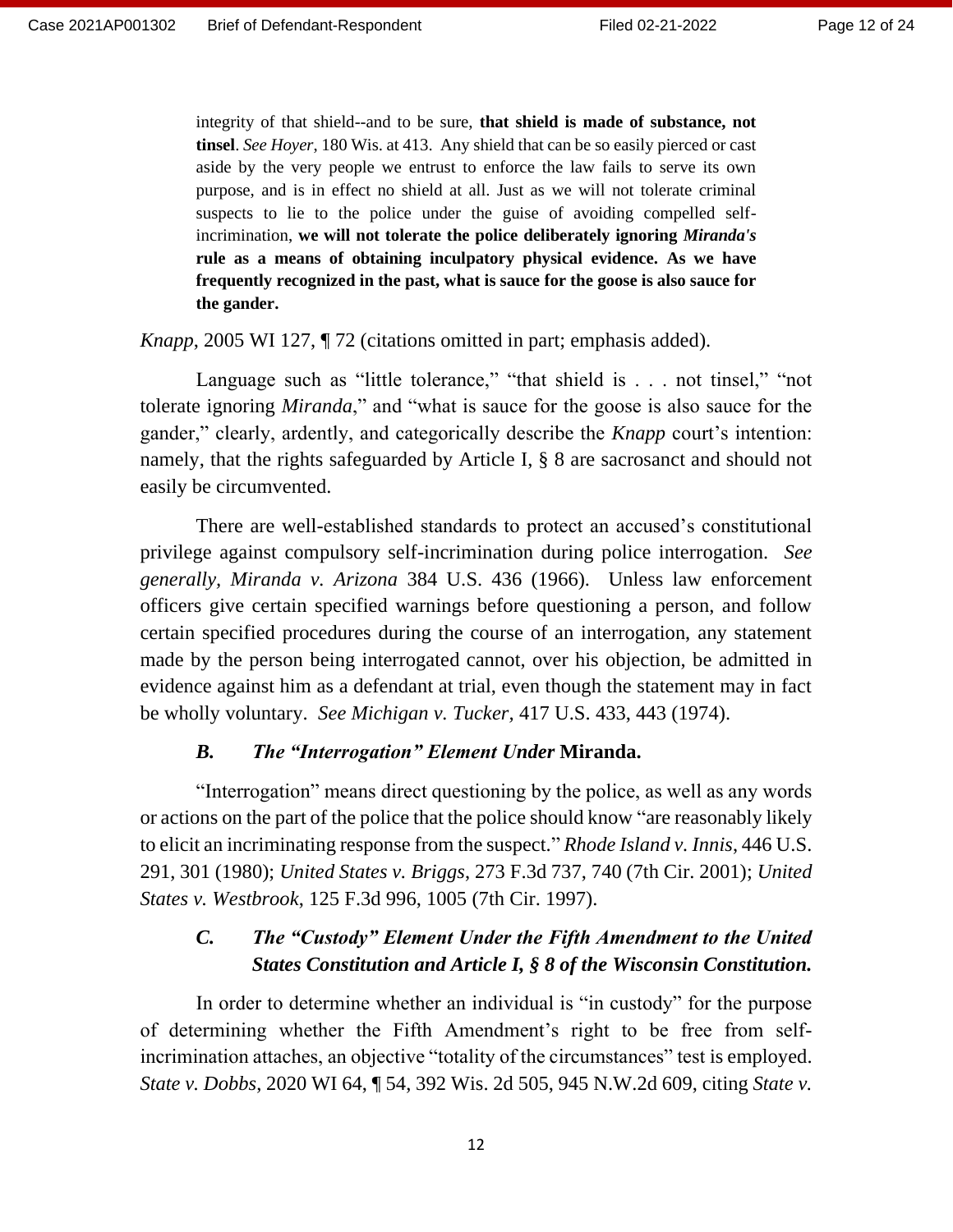> integrity of that shield--and to be sure, **that shield is made of substance, not tinsel**. *See Hoyer*, 180 Wis. at 413. Any shield that can be so easily pierced or cast aside by the very people we entrust to enforce the law fails to serve its own purpose, and is in effect no shield at all. Just as we will not tolerate criminal suspects to lie to the police under the guise of avoiding compelled self-incrimination, **we will not tolerate the police deliberately ignoring *Miranda's* rule as a means of obtaining inculpatory physical evidence. As we have frequently recognized in the past, what is sauce for the goose is also sauce for the gander.**

*Knapp*, 2005 WI 127, ¶ 72 (citations omitted in part; emphasis added).

Language such as "little tolerance," "that shield is . . . not tinsel," "not tolerate ignoring *Miranda*," and "what is sauce for the goose is also sauce for the gander," clearly, ardently, and categorically describe the *Knapp* court's intention: namely, that the rights safeguarded by Article I, § 8 are sacrosanct and should not easily be circumvented.

There are well-established standards to protect an accused's constitutional privilege against compulsory self-incrimination during police interrogation. *See generally*, *Miranda v. Arizona* 384 U.S. 436 (1966). Unless law enforcement officers give certain specified warnings before questioning a person, and follow certain specified procedures during the course of an interrogation, any statement made by the person being interrogated cannot, over his objection, be admitted in evidence against him as a defendant at trial, even though the statement may in fact be wholly voluntary. *See Michigan v. Tucker*, 417 U.S. 433, 443 (1974).

### *B. The "Interrogation" Element Under* **Miranda.**

"Interrogation" means direct questioning by the police, as well as any words or actions on the part of the police that the police should know "are reasonably likely to elicit an incriminating response from the suspect." *Rhode Island v. Innis*, 446 U.S. 291, 301 (1980); *United States v. Briggs*, 273 F.3d 737, 740 (7th Cir. 2001); *United States v. Westbrook*, 125 F.3d 996, 1005 (7th Cir. 1997).

### *C. The "Custody" Element Under the Fifth Amendment to the United States Constitution and Article I, § 8 of the Wisconsin Constitution.*

In order to determine whether an individual is "in custody" for the purpose of determining whether the Fifth Amendment's right to be free from self-incrimination attaches, an objective "totality of the circumstances" test is employed. *State v. Dobbs*, 2020 WI 64, ¶ 54, 392 Wis. 2d 505, 945 N.W.2d 609, citing *State v.*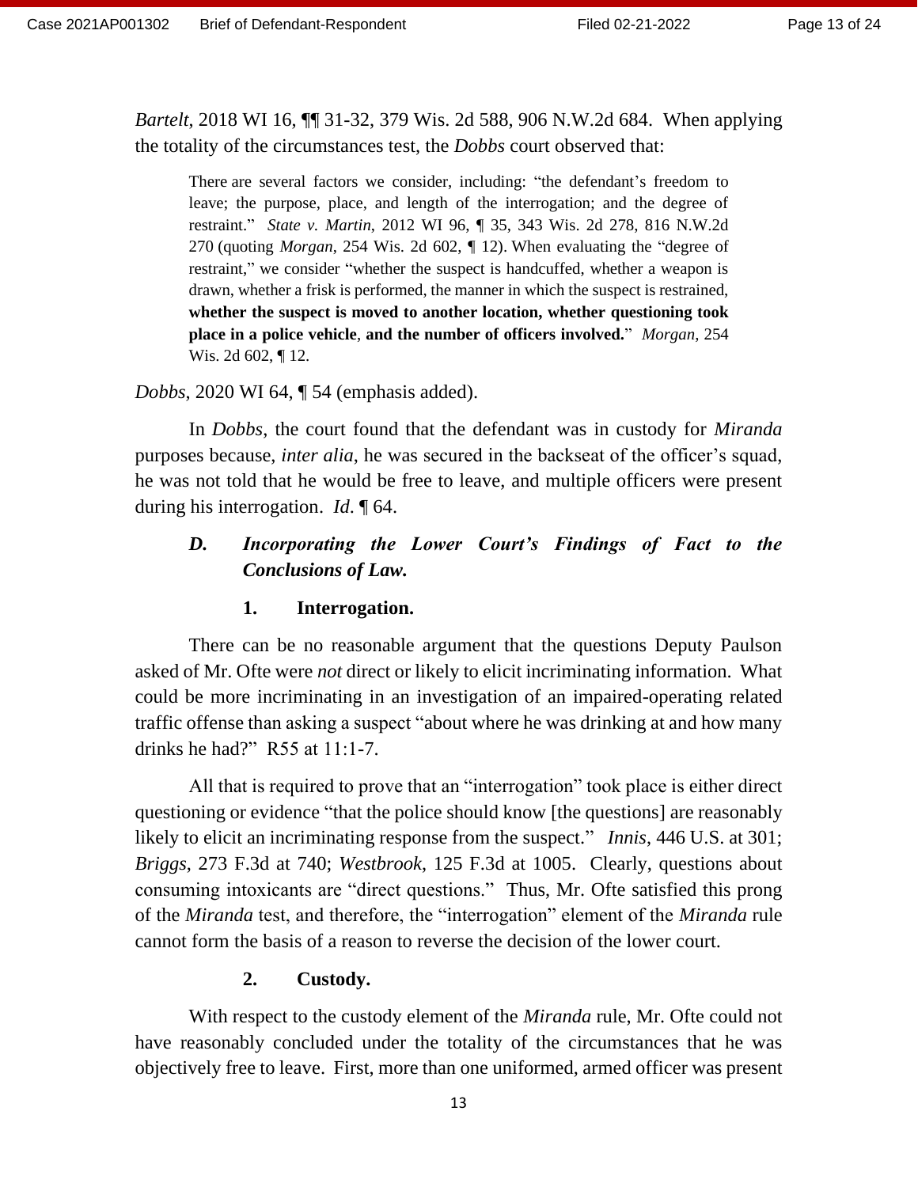*Bartelt*, 2018 WI 16, ¶¶ 31-32, 379 Wis. 2d 588, 906 N.W.2d 684. When applying the totality of the circumstances test, the *Dobbs* court observed that:

> There are several factors we consider, including: "the defendant's freedom to leave; the purpose, place, and length of the interrogation; and the degree of restraint." *State v. Martin*, 2012 WI 96, ¶ 35, 343 Wis. 2d 278, 816 N.W.2d 270 (quoting *Morgan*, 254 Wis. 2d 602, ¶ 12). When evaluating the "degree of restraint," we consider "whether the suspect is handcuffed, whether a weapon is drawn, whether a frisk is performed, the manner in which the suspect is restrained, **whether the suspect is moved to another location, whether questioning took place in a police vehicle**, **and the number of officers involved.**" *Morgan*, 254 Wis. 2d 602, ¶ 12.

*Dobbs*, 2020 WI 64, ¶ 54 (emphasis added).

In *Dobbs*, the court found that the defendant was in custody for *Miranda* purposes because, *inter alia*, he was secured in the backseat of the officer's squad, he was not told that he would be free to leave, and multiple officers were present during his interrogation. *Id*. ¶ 64.

### *D. Incorporating the Lower Court's Findings of Fact to the Conclusions of Law.*

#### 1. Interrogation.

There can be no reasonable argument that the questions Deputy Paulson asked of Mr. Ofte were *not* direct or likely to elicit incriminating information. What could be more incriminating in an investigation of an impaired-operating related traffic offense than asking a suspect "about where he was drinking at and how many drinks he had?" R55 at 11:1-7.

All that is required to prove that an "interrogation" took place is either direct questioning or evidence "that the police should know [the questions] are reasonably likely to elicit an incriminating response from the suspect." *Innis*, 446 U.S. at 301; *Briggs*, 273 F.3d at 740; *Westbrook*, 125 F.3d at 1005. Clearly, questions about consuming intoxicants are "direct questions." Thus, Mr. Ofte satisfied this prong of the *Miranda* test, and therefore, the "interrogation" element of the *Miranda* rule cannot form the basis of a reason to reverse the decision of the lower court.

#### 2. Custody.

With respect to the custody element of the *Miranda* rule, Mr. Ofte could not have reasonably concluded under the totality of the circumstances that he was objectively free to leave. First, more than one uniformed, armed officer was present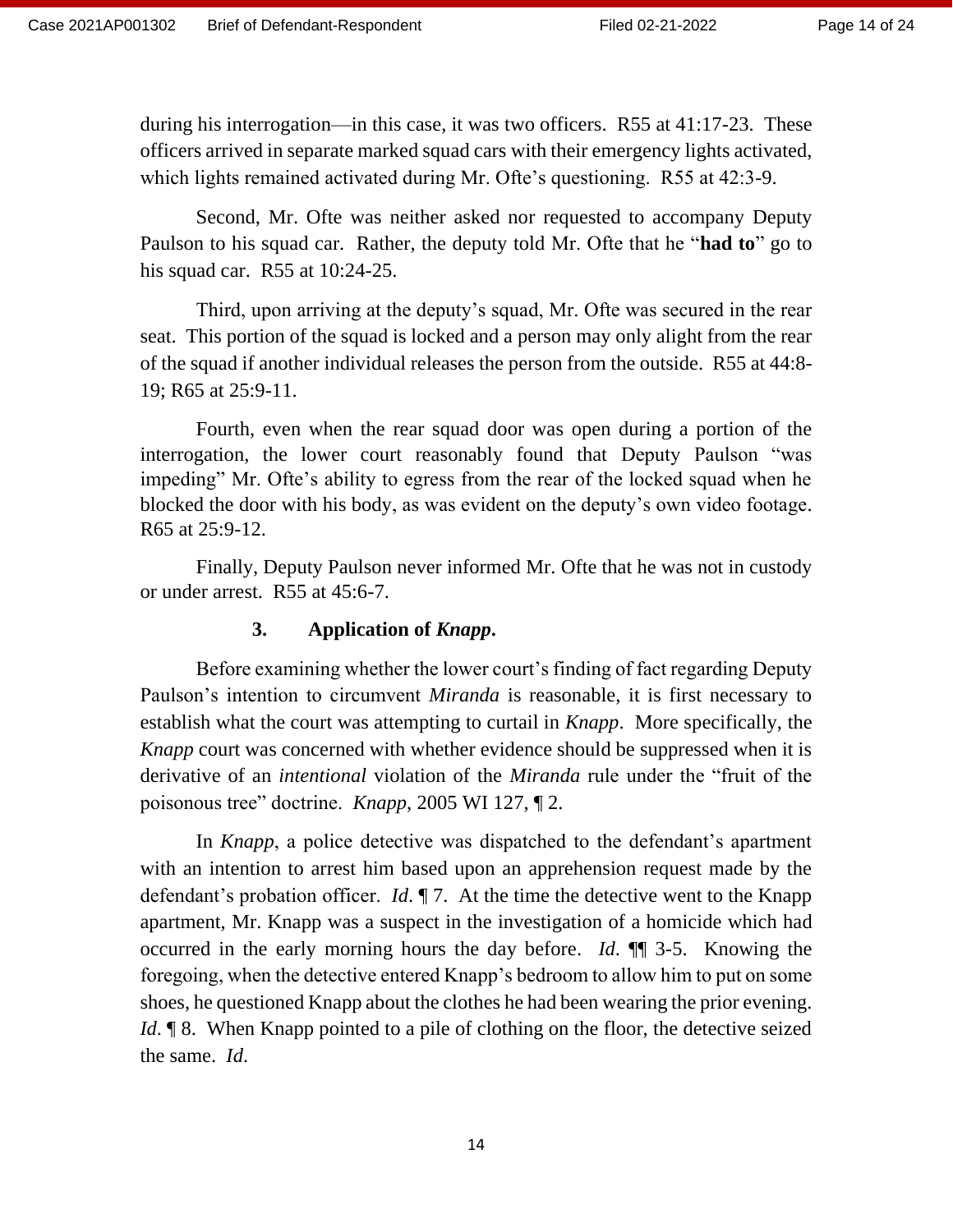during his interrogation—in this case, it was two officers. R55 at 41:17-23. These officers arrived in separate marked squad cars with their emergency lights activated, which lights remained activated during Mr. Ofte's questioning. R55 at 42:3-9.

Second, Mr. Ofte was neither asked nor requested to accompany Deputy Paulson to his squad car. Rather, the deputy told Mr. Ofte that he "**had to**" go to his squad car. R55 at 10:24-25.

Third, upon arriving at the deputy's squad, Mr. Ofte was secured in the rear seat. This portion of the squad is locked and a person may only alight from the rear of the squad if another individual releases the person from the outside. R55 at 44:8-19; R65 at 25:9-11.

Fourth, even when the rear squad door was open during a portion of the interrogation, the lower court reasonably found that Deputy Paulson "was impeding" Mr. Ofte's ability to egress from the rear of the locked squad when he blocked the door with his body, as was evident on the deputy's own video footage. R65 at 25:9-12.

Finally, Deputy Paulson never informed Mr. Ofte that he was not in custody or under arrest. R55 at 45:6-7.

### 3. Application of *Knapp*.

Before examining whether the lower court's finding of fact regarding Deputy Paulson's intention to circumvent *Miranda* is reasonable, it is first necessary to establish what the court was attempting to curtail in *Knapp*. More specifically, the *Knapp* court was concerned with whether evidence should be suppressed when it is derivative of an *intentional* violation of the *Miranda* rule under the "fruit of the poisonous tree" doctrine. *Knapp*, 2005 WI 127, ¶ 2.

In *Knapp*, a police detective was dispatched to the defendant's apartment with an intention to arrest him based upon an apprehension request made by the defendant's probation officer. *Id*. ¶ 7. At the time the detective went to the Knapp apartment, Mr. Knapp was a suspect in the investigation of a homicide which had occurred in the early morning hours the day before. *Id*. ¶¶ 3-5. Knowing the foregoing, when the detective entered Knapp's bedroom to allow him to put on some shoes, he questioned Knapp about the clothes he had been wearing the prior evening. *Id*. ¶ 8. When Knapp pointed to a pile of clothing on the floor, the detective seized the same. *Id*.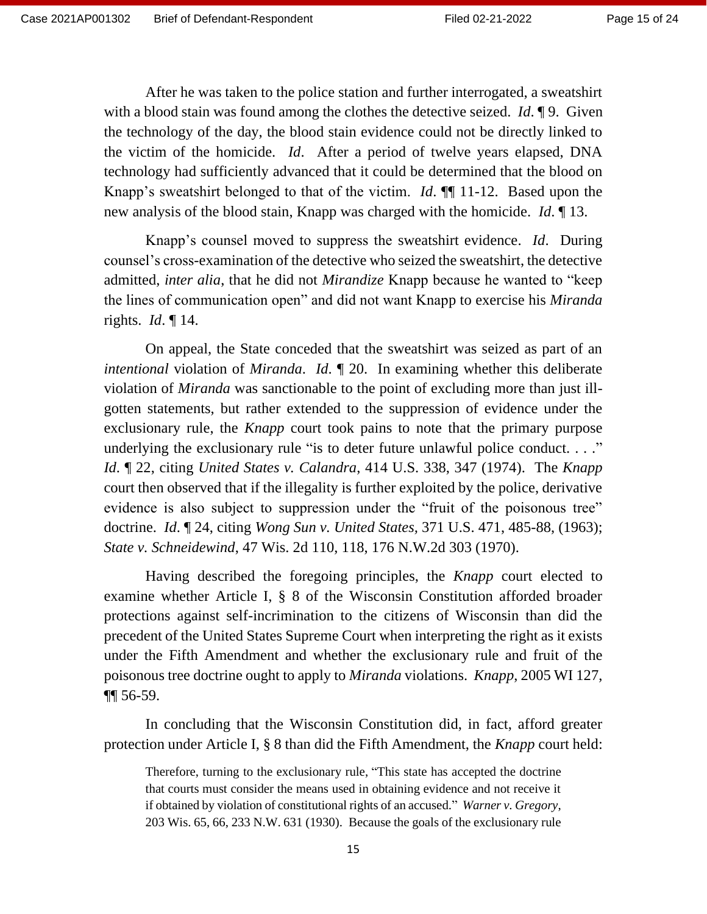After he was taken to the police station and further interrogated, a sweatshirt with a blood stain was found among the clothes the detective seized. *Id*. ¶ 9. Given the technology of the day, the blood stain evidence could not be directly linked to the victim of the homicide. *Id*. After a period of twelve years elapsed, DNA technology had sufficiently advanced that it could be determined that the blood on Knapp's sweatshirt belonged to that of the victim. *Id*. ¶¶ 11-12. Based upon the new analysis of the blood stain, Knapp was charged with the homicide. *Id*. ¶ 13.

Knapp's counsel moved to suppress the sweatshirt evidence. *Id*. During counsel's cross-examination of the detective who seized the sweatshirt, the detective admitted, *inter alia*, that he did not *Mirandize* Knapp because he wanted to "keep the lines of communication open" and did not want Knapp to exercise his *Miranda* rights. *Id*. ¶ 14.

On appeal, the State conceded that the sweatshirt was seized as part of an *intentional* violation of *Miranda*. *Id*. ¶ 20. In examining whether this deliberate violation of *Miranda* was sanctionable to the point of excluding more than just ill-gotten statements, but rather extended to the suppression of evidence under the exclusionary rule, the *Knapp* court took pains to note that the primary purpose underlying the exclusionary rule "is to deter future unlawful police conduct. . . ." *Id*. ¶ 22, citing *United States v. Calandra*, 414 U.S. 338, 347 (1974). The *Knapp* court then observed that if the illegality is further exploited by the police, derivative evidence is also subject to suppression under the "fruit of the poisonous tree" doctrine. *Id*. ¶ 24, citing *Wong Sun v. United States*, 371 U.S. 471, 485-88, (1963); *State v. Schneidewind*, 47 Wis. 2d 110, 118, 176 N.W.2d 303 (1970).

Having described the foregoing principles, the *Knapp* court elected to examine whether Article I, § 8 of the Wisconsin Constitution afforded broader protections against self-incrimination to the citizens of Wisconsin than did the precedent of the United States Supreme Court when interpreting the right as it exists under the Fifth Amendment and whether the exclusionary rule and fruit of the poisonous tree doctrine ought to apply to *Miranda* violations. *Knapp*, 2005 WI 127, ¶¶ 56-59.

In concluding that the Wisconsin Constitution did, in fact, afford greater protection under Article I, § 8 than did the Fifth Amendment, the *Knapp* court held:

> Therefore, turning to the exclusionary rule, "This state has accepted the doctrine that courts must consider the means used in obtaining evidence and not receive it if obtained by violation of constitutional rights of an accused." *Warner v. Gregory*, 203 Wis. 65, 66, 233 N.W. 631 (1930). Because the goals of the exclusionary rule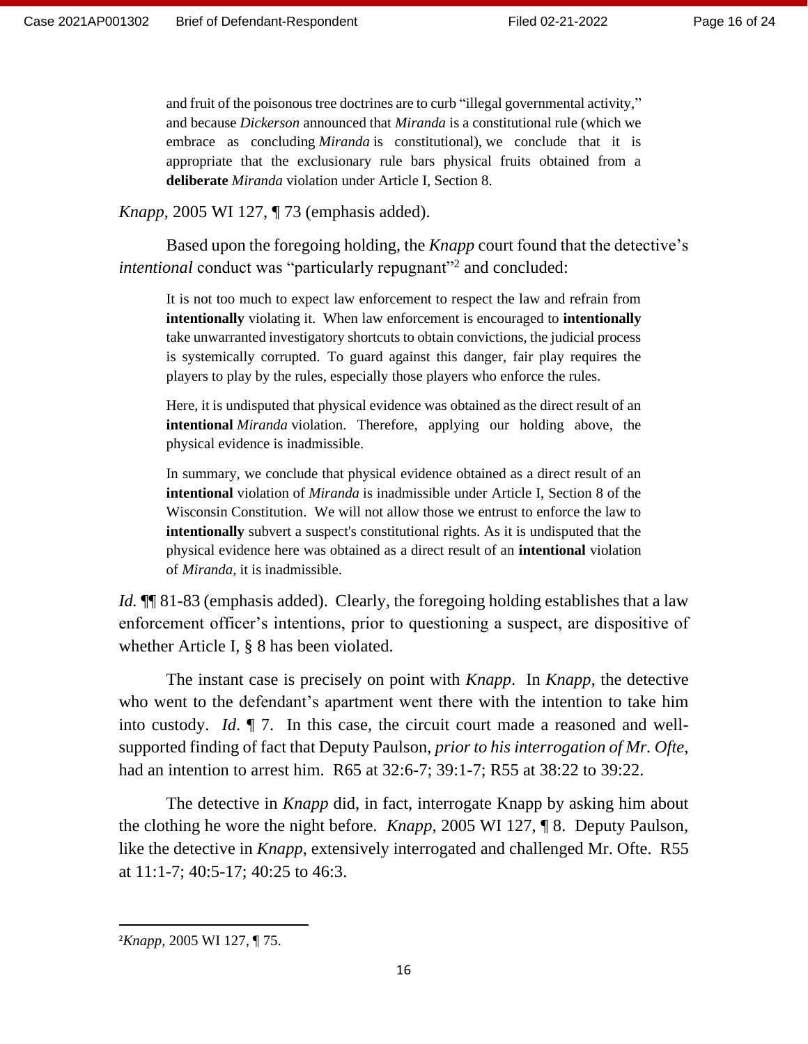> and fruit of the poisonous tree doctrines are to curb "illegal governmental activity," and because *Dickerson* announced that *Miranda* is a constitutional rule (which we embrace as concluding *Miranda* is constitutional), we conclude that it is appropriate that the exclusionary rule bars physical fruits obtained from a **deliberate** *Miranda* violation under Article I, Section 8.

*Knapp*, 2005 WI 127, ¶ 73 (emphasis added).

Based upon the foregoing holding, the *Knapp* court found that the detective's *intentional* conduct was "particularly repugnant"[2] and concluded:

> It is not too much to expect law enforcement to respect the law and refrain from **intentionally** violating it. When law enforcement is encouraged to **intentionally** take unwarranted investigatory shortcuts to obtain convictions, the judicial process is systemically corrupted. To guard against this danger, fair play requires the players to play by the rules, especially those players who enforce the rules.
>
> Here, it is undisputed that physical evidence was obtained as the direct result of an **intentional** *Miranda* violation. Therefore, applying our holding above, the physical evidence is inadmissible.
>
> In summary, we conclude that physical evidence obtained as a direct result of an **intentional** violation of *Miranda* is inadmissible under Article I, Section 8 of the Wisconsin Constitution. We will not allow those we entrust to enforce the law to **intentionally** subvert a suspect's constitutional rights. As it is undisputed that the physical evidence here was obtained as a direct result of an **intentional** violation of *Miranda*, it is inadmissible.

*Id.* ¶¶ 81-83 (emphasis added). Clearly, the foregoing holding establishes that a law enforcement officer's intentions, prior to questioning a suspect, are dispositive of whether Article I, § 8 has been violated.

The instant case is precisely on point with *Knapp*. In *Knapp*, the detective who went to the defendant's apartment went there with the intention to take him into custody. *Id*. ¶ 7. In this case, the circuit court made a reasoned and well-supported finding of fact that Deputy Paulson, *prior to his interrogation of Mr. Ofte*, had an intention to arrest him. R65 at 32:6-7; 39:1-7; R55 at 38:22 to 39:22.

The detective in *Knapp* did, in fact, interrogate Knapp by asking him about the clothing he wore the night before. *Knapp*, 2005 WI 127, ¶ 8. Deputy Paulson, like the detective in *Knapp*, extensively interrogated and challenged Mr. Ofte. R55 at 11:1-7; 40:5-17; 40:25 to 46:3.

---

[2] *Knapp*, 2005 WI 127, ¶ 75.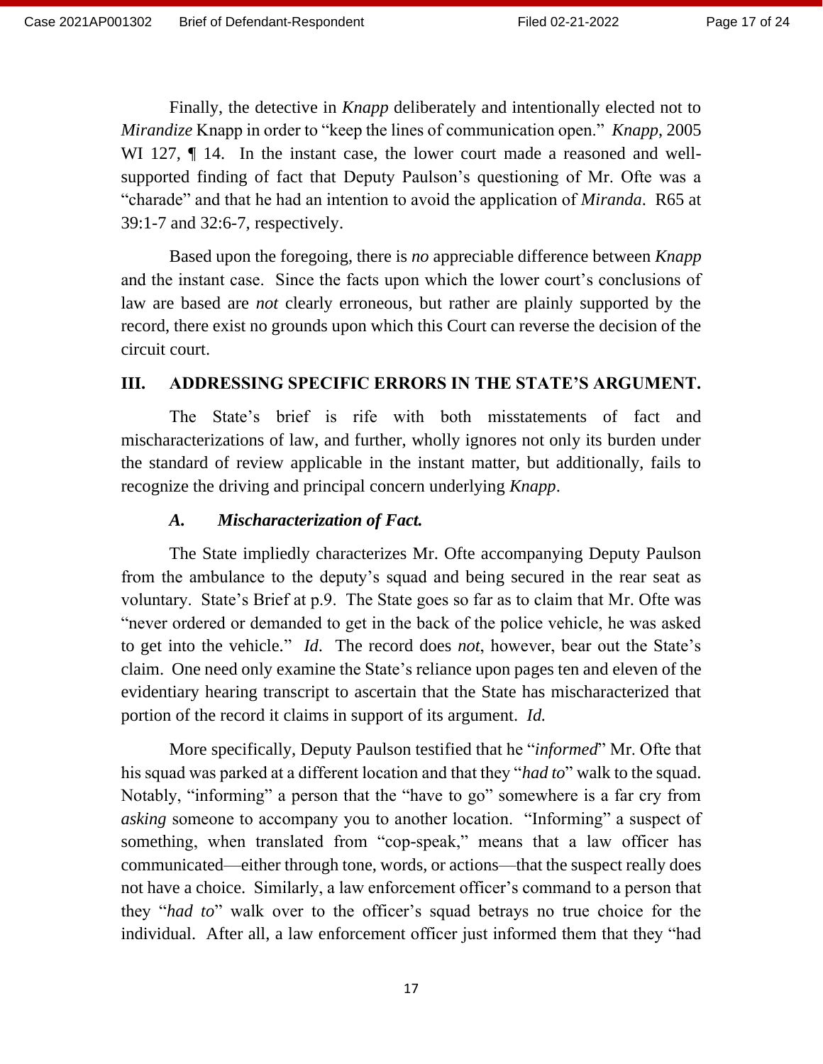Finally, the detective in *Knapp* deliberately and intentionally elected not to *Mirandize* Knapp in order to "keep the lines of communication open." *Knapp*, 2005 WI 127, ¶ 14. In the instant case, the lower court made a reasoned and well-supported finding of fact that Deputy Paulson's questioning of Mr. Ofte was a "charade" and that he had an intention to avoid the application of *Miranda*. R65 at 39:1-7 and 32:6-7, respectively.

Based upon the foregoing, there is *no* appreciable difference between *Knapp* and the instant case. Since the facts upon which the lower court's conclusions of law are based are *not* clearly erroneous, but rather are plainly supported by the record, there exist no grounds upon which this Court can reverse the decision of the circuit court.

## III. ADDRESSING SPECIFIC ERRORS IN THE STATE'S ARGUMENT.

The State's brief is rife with both misstatements of fact and mischaracterizations of law, and further, wholly ignores not only its burden under the standard of review applicable in the instant matter, but additionally, fails to recognize the driving and principal concern underlying *Knapp*.

### *A. Mischaracterization of Fact.*

The State impliedly characterizes Mr. Ofte accompanying Deputy Paulson from the ambulance to the deputy's squad and being secured in the rear seat as voluntary. State's Brief at p.9. The State goes so far as to claim that Mr. Ofte was "never ordered or demanded to get in the back of the police vehicle, he was asked to get into the vehicle." *Id.* The record does *not*, however, bear out the State's claim. One need only examine the State's reliance upon pages ten and eleven of the evidentiary hearing transcript to ascertain that the State has mischaracterized that portion of the record it claims in support of its argument. *Id.*

More specifically, Deputy Paulson testified that he "*informed*" Mr. Ofte that his squad was parked at a different location and that they "*had to*" walk to the squad. Notably, "informing" a person that the "have to go" somewhere is a far cry from *asking* someone to accompany you to another location. "Informing" a suspect of something, when translated from "cop-speak," means that a law officer has communicated—either through tone, words, or actions—that the suspect really does not have a choice. Similarly, a law enforcement officer's command to a person that they "*had to*" walk over to the officer's squad betrays no true choice for the individual. After all, a law enforcement officer just informed them that they "had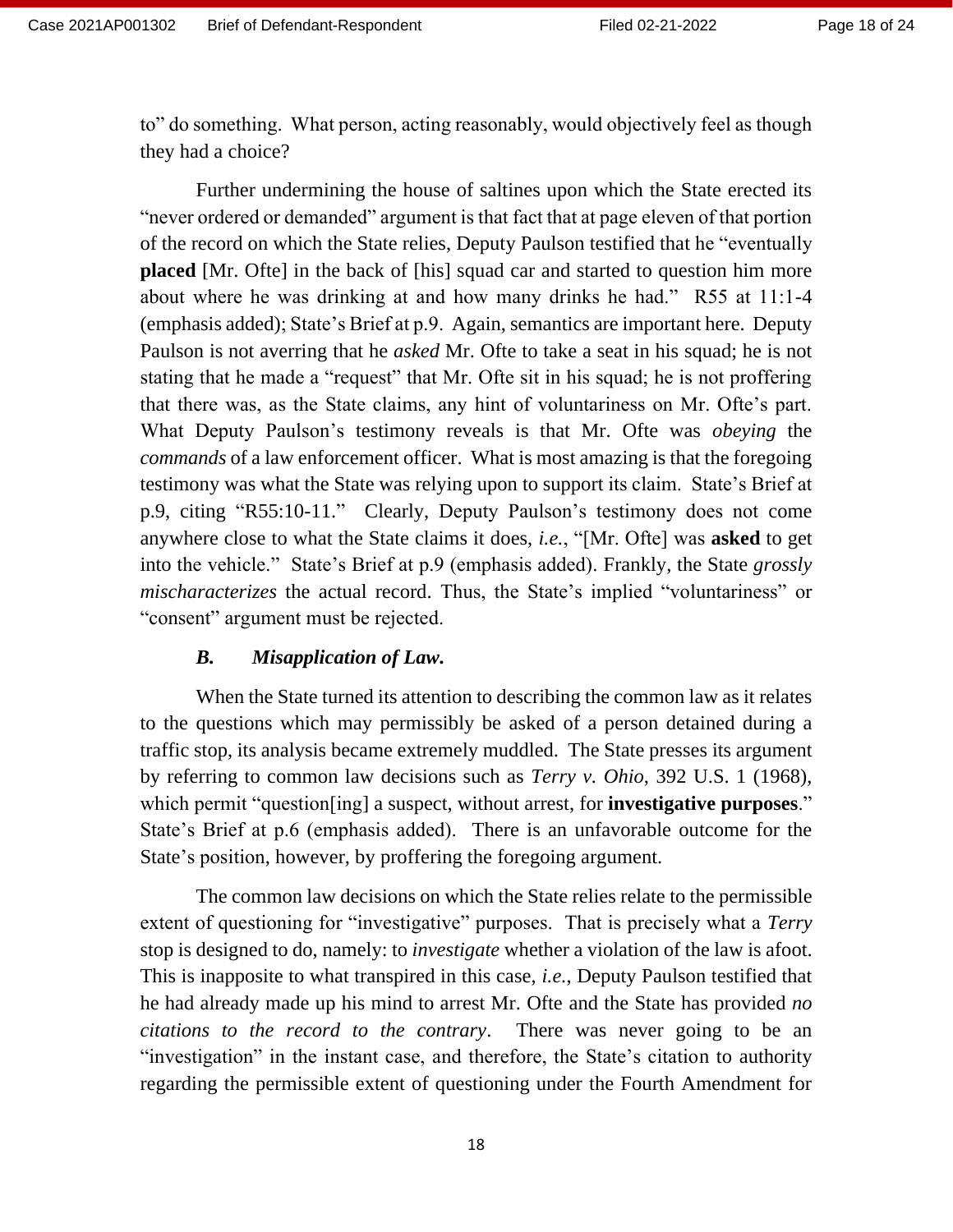to" do something. What person, acting reasonably, would objectively feel as though they had a choice?

Further undermining the house of saltines upon which the State erected its "never ordered or demanded" argument is that fact that at page eleven of that portion of the record on which the State relies, Deputy Paulson testified that he "eventually **placed** [Mr. Ofte] in the back of [his] squad car and started to question him more about where he was drinking at and how many drinks he had." R55 at 11:1-4 (emphasis added); State's Brief at p.9. Again, semantics are important here. Deputy Paulson is not averring that he *asked* Mr. Ofte to take a seat in his squad; he is not stating that he made a "request" that Mr. Ofte sit in his squad; he is not proffering that there was, as the State claims, any hint of voluntariness on Mr. Ofte's part. What Deputy Paulson's testimony reveals is that Mr. Ofte was *obeying* the *commands* of a law enforcement officer. What is most amazing is that the foregoing testimony was what the State was relying upon to support its claim. State's Brief at p.9, citing "R55:10-11." Clearly, Deputy Paulson's testimony does not come anywhere close to what the State claims it does, *i.e.*, "[Mr. Ofte] was **asked** to get into the vehicle." State's Brief at p.9 (emphasis added). Frankly, the State *grossly mischaracterizes* the actual record. Thus, the State's implied "voluntariness" or "consent" argument must be rejected.

### *B. Misapplication of Law.*

When the State turned its attention to describing the common law as it relates to the questions which may permissibly be asked of a person detained during a traffic stop, its analysis became extremely muddled. The State presses its argument by referring to common law decisions such as *Terry v. Ohio*, 392 U.S. 1 (1968), which permit "question[ing] a suspect, without arrest, for **investigative purposes**." State's Brief at p.6 (emphasis added). There is an unfavorable outcome for the State's position, however, by proffering the foregoing argument.

The common law decisions on which the State relies relate to the permissible extent of questioning for "investigative" purposes. That is precisely what a *Terry* stop is designed to do, namely: to *investigate* whether a violation of the law is afoot. This is inapposite to what transpired in this case, *i.e.*, Deputy Paulson testified that he had already made up his mind to arrest Mr. Ofte and the State has provided *no citations to the record to the contrary*. There was never going to be an "investigation" in the instant case, and therefore, the State's citation to authority regarding the permissible extent of questioning under the Fourth Amendment for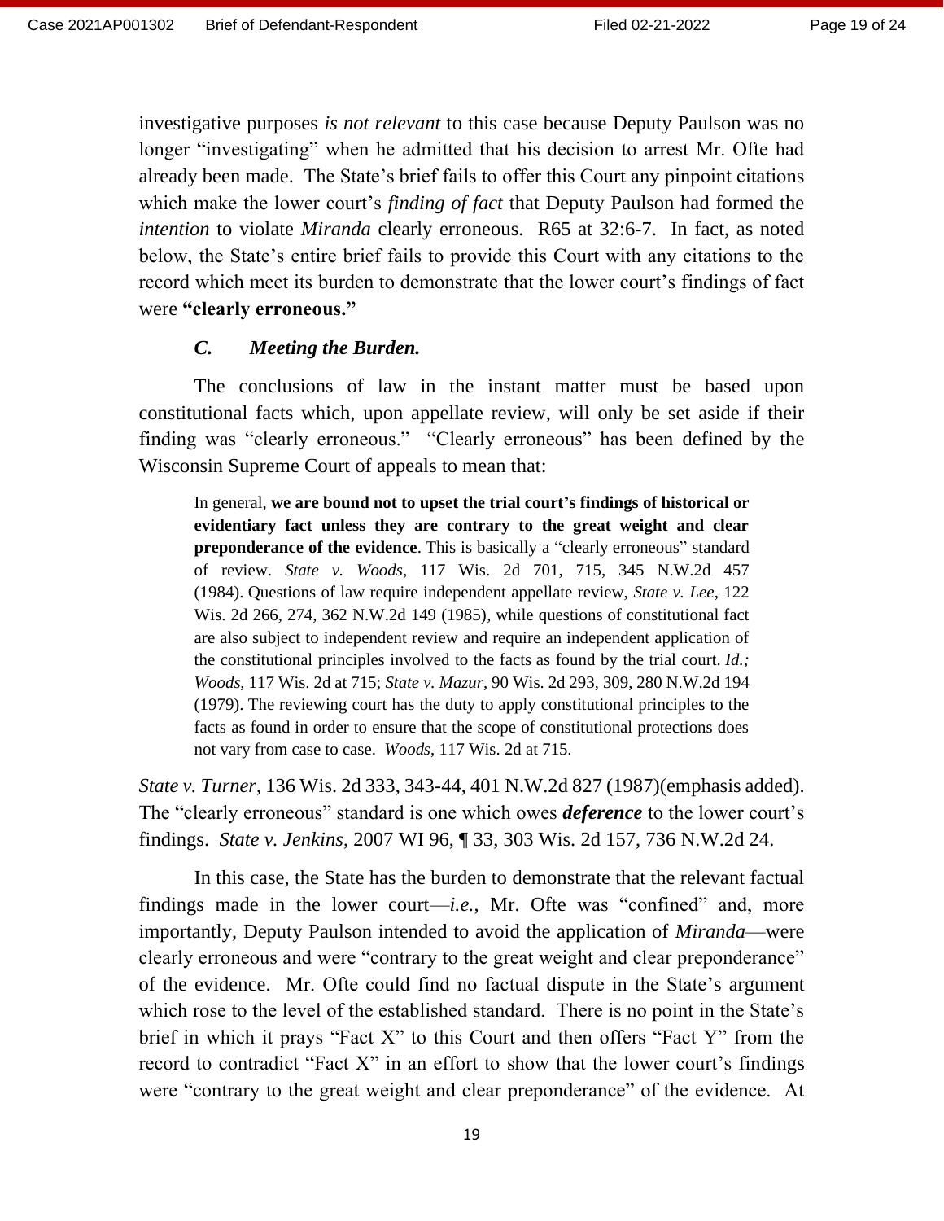investigative purposes *is not relevant* to this case because Deputy Paulson was no longer "investigating" when he admitted that his decision to arrest Mr. Ofte had already been made. The State's brief fails to offer this Court any pinpoint citations which make the lower court's *finding of fact* that Deputy Paulson had formed the *intention* to violate *Miranda* clearly erroneous. R65 at 32:6-7. In fact, as noted below, the State's entire brief fails to provide this Court with any citations to the record which meet its burden to demonstrate that the lower court's findings of fact were **"clearly erroneous."**

### *C. Meeting the Burden.*

The conclusions of law in the instant matter must be based upon constitutional facts which, upon appellate review, will only be set aside if their finding was "clearly erroneous." "Clearly erroneous" has been defined by the Wisconsin Supreme Court of appeals to mean that:

> In general, **we are bound not to upset the trial court's findings of historical or evidentiary fact unless they are contrary to the great weight and clear preponderance of the evidence**. This is basically a "clearly erroneous" standard of review. *State v. Woods*, 117 Wis. 2d 701, 715, 345 N.W.2d 457 (1984). Questions of law require independent appellate review, *State v. Lee*, 122 Wis. 2d 266, 274, 362 N.W.2d 149 (1985), while questions of constitutional fact are also subject to independent review and require an independent application of the constitutional principles involved to the facts as found by the trial court. *Id.; Woods*, 117 Wis. 2d at 715; *State v. Mazur*, 90 Wis. 2d 293, 309, 280 N.W.2d 194 (1979). The reviewing court has the duty to apply constitutional principles to the facts as found in order to ensure that the scope of constitutional protections does not vary from case to case. *Woods*, 117 Wis. 2d at 715.

*State v. Turner*, 136 Wis. 2d 333, 343-44, 401 N.W.2d 827 (1987)(emphasis added). The "clearly erroneous" standard is one which owes ***deference*** to the lower court's findings. *State v. Jenkins*, 2007 WI 96, ¶ 33, 303 Wis. 2d 157, 736 N.W.2d 24.

In this case, the State has the burden to demonstrate that the relevant factual findings made in the lower court—*i.e.*, Mr. Ofte was "confined" and, more importantly, Deputy Paulson intended to avoid the application of *Miranda*—were clearly erroneous and were "contrary to the great weight and clear preponderance" of the evidence. Mr. Ofte could find no factual dispute in the State's argument which rose to the level of the established standard. There is no point in the State's brief in which it prays "Fact X" to this Court and then offers "Fact Y" from the record to contradict "Fact X" in an effort to show that the lower court's findings were "contrary to the great weight and clear preponderance" of the evidence. At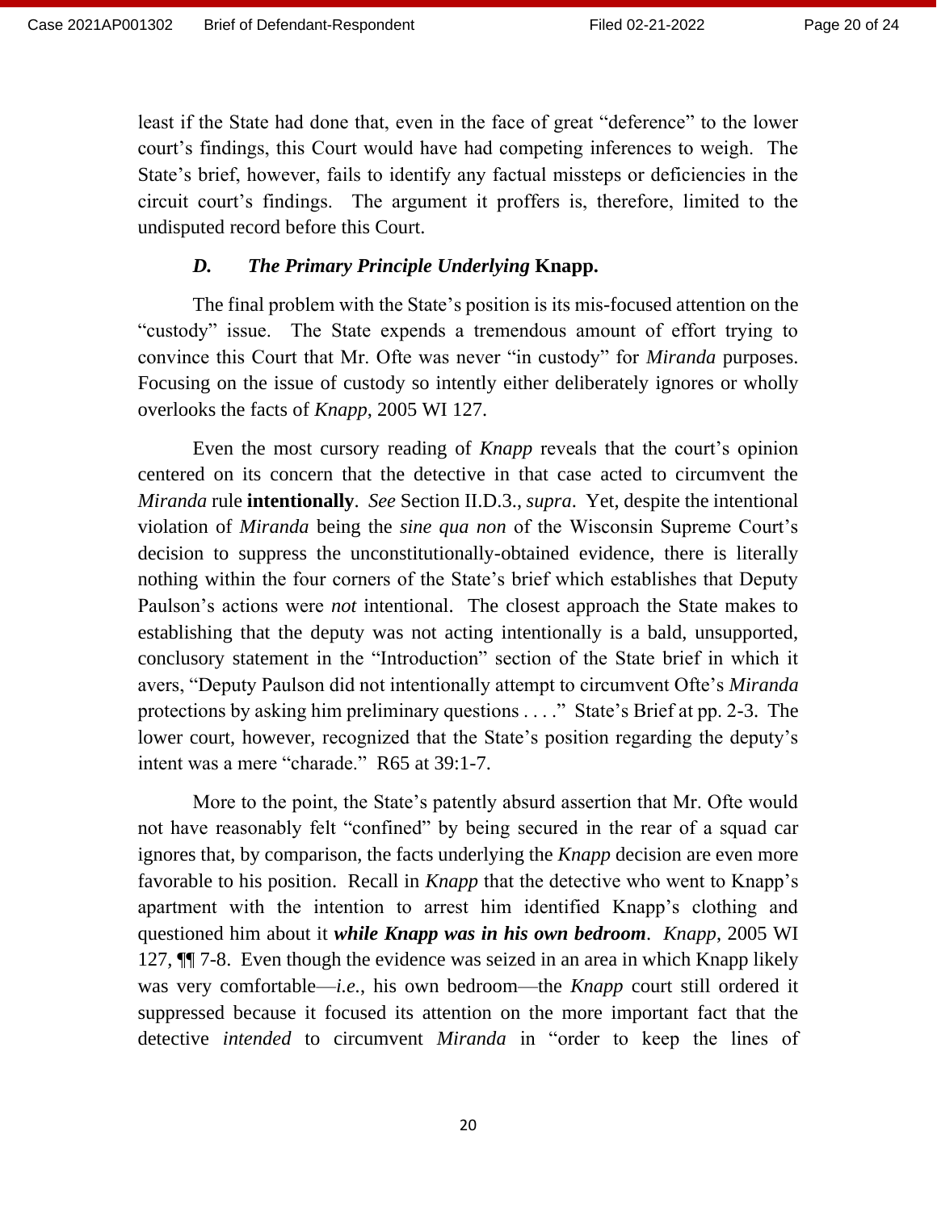least if the State had done that, even in the face of great "deference" to the lower court's findings, this Court would have had competing inferences to weigh. The State's brief, however, fails to identify any factual missteps or deficiencies in the circuit court's findings. The argument it proffers is, therefore, limited to the undisputed record before this Court.

### *D. The Primary Principle Underlying* **Knapp.**

The final problem with the State's position is its mis-focused attention on the "custody" issue. The State expends a tremendous amount of effort trying to convince this Court that Mr. Ofte was never "in custody" for *Miranda* purposes. Focusing on the issue of custody so intently either deliberately ignores or wholly overlooks the facts of *Knapp*, 2005 WI 127.

Even the most cursory reading of *Knapp* reveals that the court's opinion centered on its concern that the detective in that case acted to circumvent the *Miranda* rule **intentionally**. *See* Section II.D.3., *supra*. Yet, despite the intentional violation of *Miranda* being the *sine qua non* of the Wisconsin Supreme Court's decision to suppress the unconstitutionally-obtained evidence, there is literally nothing within the four corners of the State's brief which establishes that Deputy Paulson's actions were *not* intentional. The closest approach the State makes to establishing that the deputy was not acting intentionally is a bald, unsupported, conclusory statement in the "Introduction" section of the State brief in which it avers, "Deputy Paulson did not intentionally attempt to circumvent Ofte's *Miranda* protections by asking him preliminary questions . . . ." State's Brief at pp. 2-3. The lower court, however, recognized that the State's position regarding the deputy's intent was a mere "charade." R65 at 39:1-7.

More to the point, the State's patently absurd assertion that Mr. Ofte would not have reasonably felt "confined" by being secured in the rear of a squad car ignores that, by comparison, the facts underlying the *Knapp* decision are even more favorable to his position. Recall in *Knapp* that the detective who went to Knapp's apartment with the intention to arrest him identified Knapp's clothing and questioned him about it ***while Knapp was in his own bedroom***. *Knapp*, 2005 WI 127, ¶¶ 7-8. Even though the evidence was seized in an area in which Knapp likely was very comfortable—*i.e.*, his own bedroom—the *Knapp* court still ordered it suppressed because it focused its attention on the more important fact that the detective *intended* to circumvent *Miranda* in "order to keep the lines of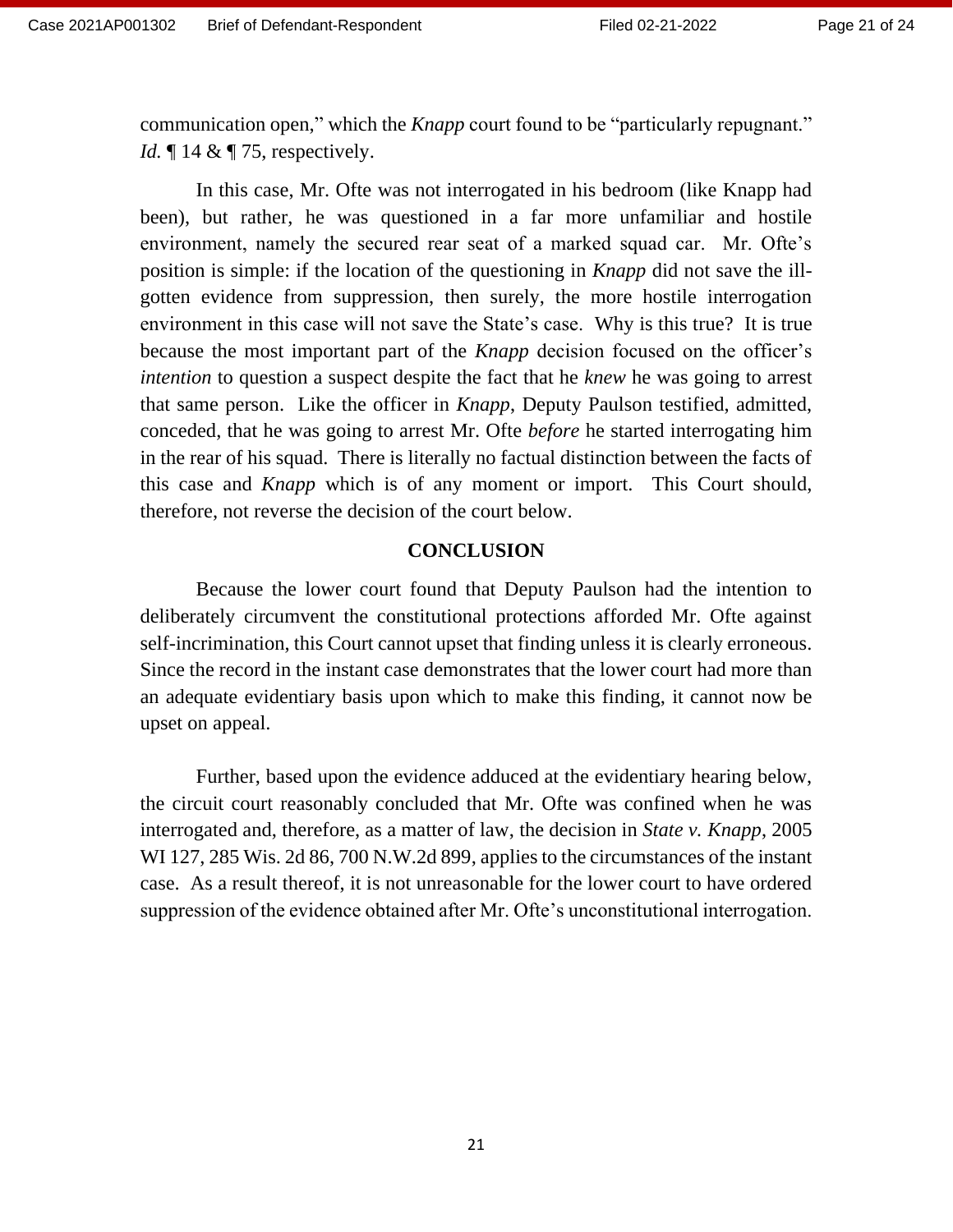communication open," which the *Knapp* court found to be "particularly repugnant." *Id.* ¶ 14 & ¶ 75, respectively.

In this case, Mr. Ofte was not interrogated in his bedroom (like Knapp had been), but rather, he was questioned in a far more unfamiliar and hostile environment, namely the secured rear seat of a marked squad car. Mr. Ofte's position is simple: if the location of the questioning in *Knapp* did not save the ill-gotten evidence from suppression, then surely, the more hostile interrogation environment in this case will not save the State's case. Why is this true? It is true because the most important part of the *Knapp* decision focused on the officer's *intention* to question a suspect despite the fact that he *knew* he was going to arrest that same person. Like the officer in *Knapp*, Deputy Paulson testified, admitted, conceded, that he was going to arrest Mr. Ofte *before* he started interrogating him in the rear of his squad. There is literally no factual distinction between the facts of this case and *Knapp* which is of any moment or import. This Court should, therefore, not reverse the decision of the court below.

## CONCLUSION

Because the lower court found that Deputy Paulson had the intention to deliberately circumvent the constitutional protections afforded Mr. Ofte against self-incrimination, this Court cannot upset that finding unless it is clearly erroneous. Since the record in the instant case demonstrates that the lower court had more than an adequate evidentiary basis upon which to make this finding, it cannot now be upset on appeal.

Further, based upon the evidence adduced at the evidentiary hearing below, the circuit court reasonably concluded that Mr. Ofte was confined when he was interrogated and, therefore, as a matter of law, the decision in *State v. Knapp*, 2005 WI 127, 285 Wis. 2d 86, 700 N.W.2d 899, applies to the circumstances of the instant case. As a result thereof, it is not unreasonable for the lower court to have ordered suppression of the evidence obtained after Mr. Ofte's unconstitutional interrogation.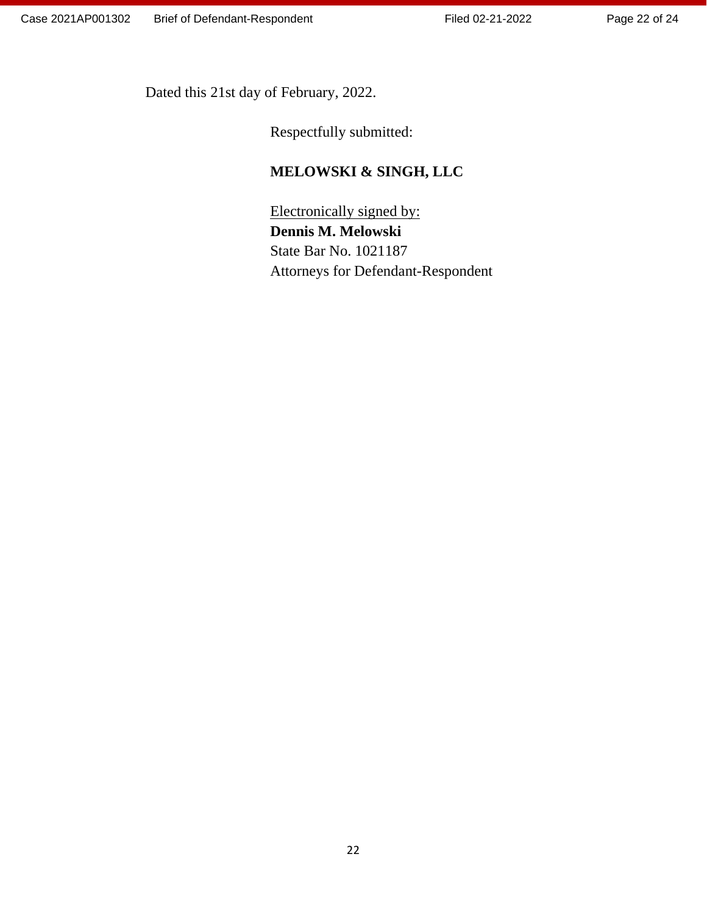Dated this 21st day of February, 2022.

Respectfully submitted:

**MELOWSKI & SINGH, LLC**

Electronically signed by:
**Dennis M. Melowski**
State Bar No. 1021187
Attorneys for Defendant-Respondent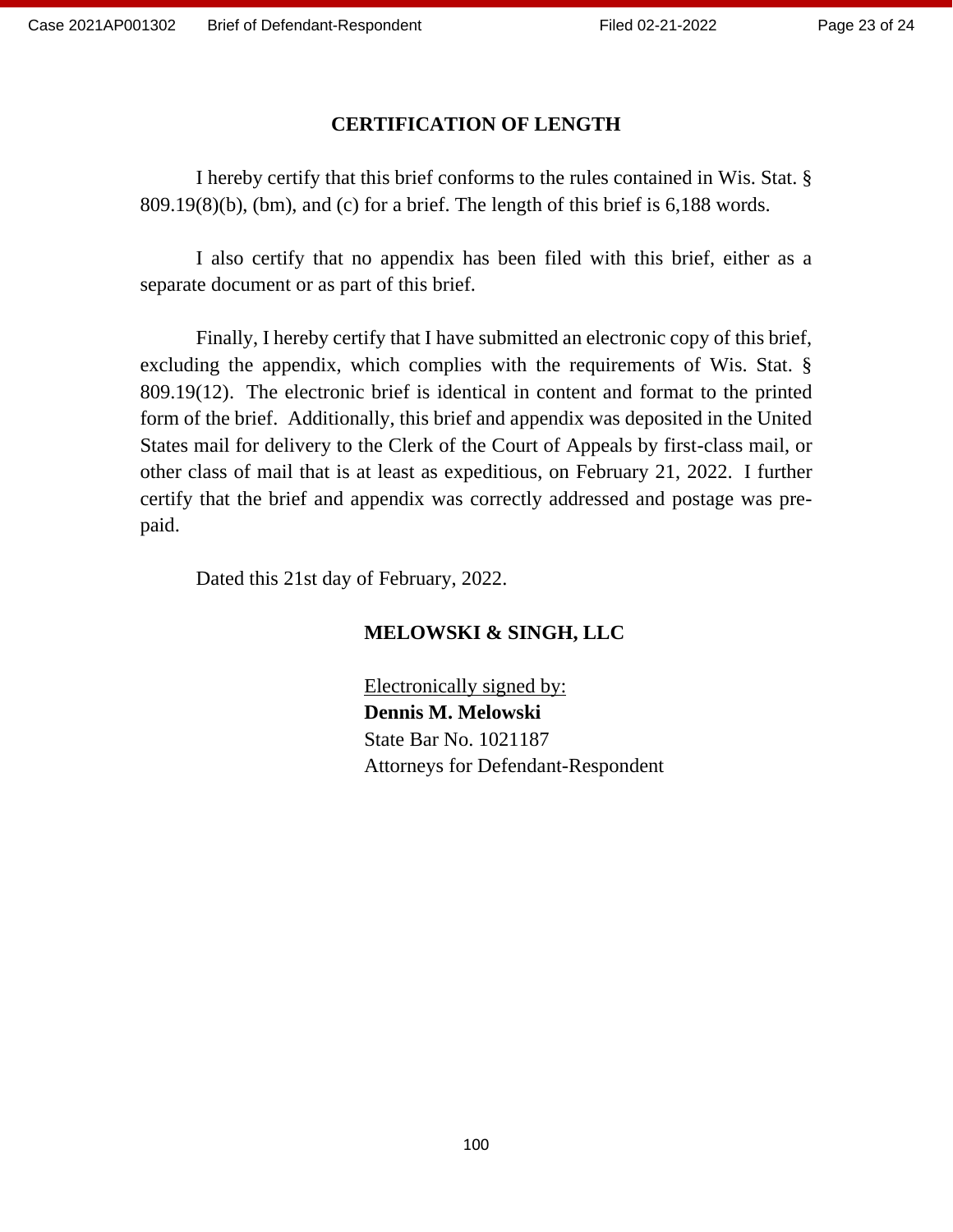## CERTIFICATION OF LENGTH

I hereby certify that this brief conforms to the rules contained in Wis. Stat. § 809.19(8)(b), (bm), and (c) for a brief. The length of this brief is 6,188 words.

I also certify that no appendix has been filed with this brief, either as a separate document or as part of this brief.

Finally, I hereby certify that I have submitted an electronic copy of this brief, excluding the appendix, which complies with the requirements of Wis. Stat. § 809.19(12). The electronic brief is identical in content and format to the printed form of the brief. Additionally, this brief and appendix was deposited in the United States mail for delivery to the Clerk of the Court of Appeals by first-class mail, or other class of mail that is at least as expeditious, on February 21, 2022. I further certify that the brief and appendix was correctly addressed and postage was pre-paid.

Dated this 21st day of February, 2022.

**MELOWSKI & SINGH, LLC**

Electronically signed by:
**Dennis M. Melowski**
State Bar No. 1021187
Attorneys for Defendant-Respondent